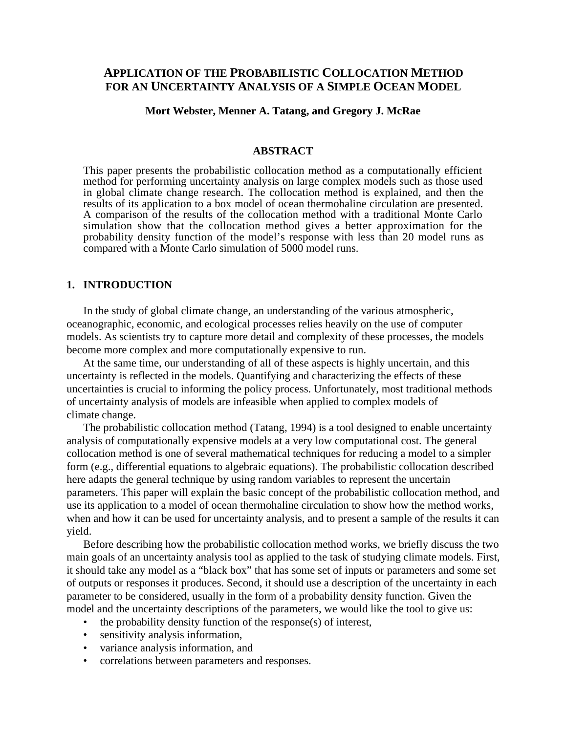# Application of the Probabilistic Collocation Method for an Uncertainty Analysis of a Simple Ocean Model

**Mort Webster, Menner A. Tatang, and Gregory J. McRae**

## ABSTRACT

This paper presents the probabilistic collocation method as a computationally efficient method for performing uncertainty analysis on large complex models such as those used in global climate change research. The collocation method is explained, and then the results of its application to a box model of ocean thermohaline circulation are presented. A comparison of the results of the collocation method with a traditional Monte Carlo simulation show that the collocation method gives a better approximation for the probability density function of the model's response with less than 20 model runs as compared with a Monte Carlo simulation of 5000 model runs.

## 1. INTRODUCTION

In the study of global climate change, an understanding of the various atmospheric, oceanographic, economic, and ecological processes relies heavily on the use of computer models. As scientists try to capture more detail and complexity of these processes, the models become more complex and more computationally expensive to run.

At the same time, our understanding of all of these aspects is highly uncertain, and this uncertainty is reflected in the models. Quantifying and characterizing the effects of these uncertainties is crucial to informing the policy process. Unfortunately, most traditional methods of uncertainty analysis of models are infeasible when applied to complex models of climate change.

The probabilistic collocation method (Tatang, 1994) is a tool designed to enable uncertainty analysis of computationally expensive models at a very low computational cost. The general collocation method is one of several mathematical techniques for reducing a model to a simpler form (e.g., differential equations to algebraic equations). The probabilistic collocation described here adapts the general technique by using random variables to represent the uncertain parameters. This paper will explain the basic concept of the probabilistic collocation method, and use its application to a model of ocean thermohaline circulation to show how the method works, when and how it can be used for uncertainty analysis, and to present a sample of the results it can yield.

Before describing how the probabilistic collocation method works, we briefly discuss the two main goals of an uncertainty analysis tool as applied to the task of studying climate models. First, it should take any model as a "black box" that has some set of inputs or parameters and some set of outputs or responses it produces. Second, it should use a description of the uncertainty in each parameter to be considered, usually in the form of a probability density function. Given the model and the uncertainty descriptions of the parameters, we would like the tool to give us:

- the probability density function of the response(s) of interest,
- sensitivity analysis information,
- variance analysis information, and
- correlations between parameters and responses.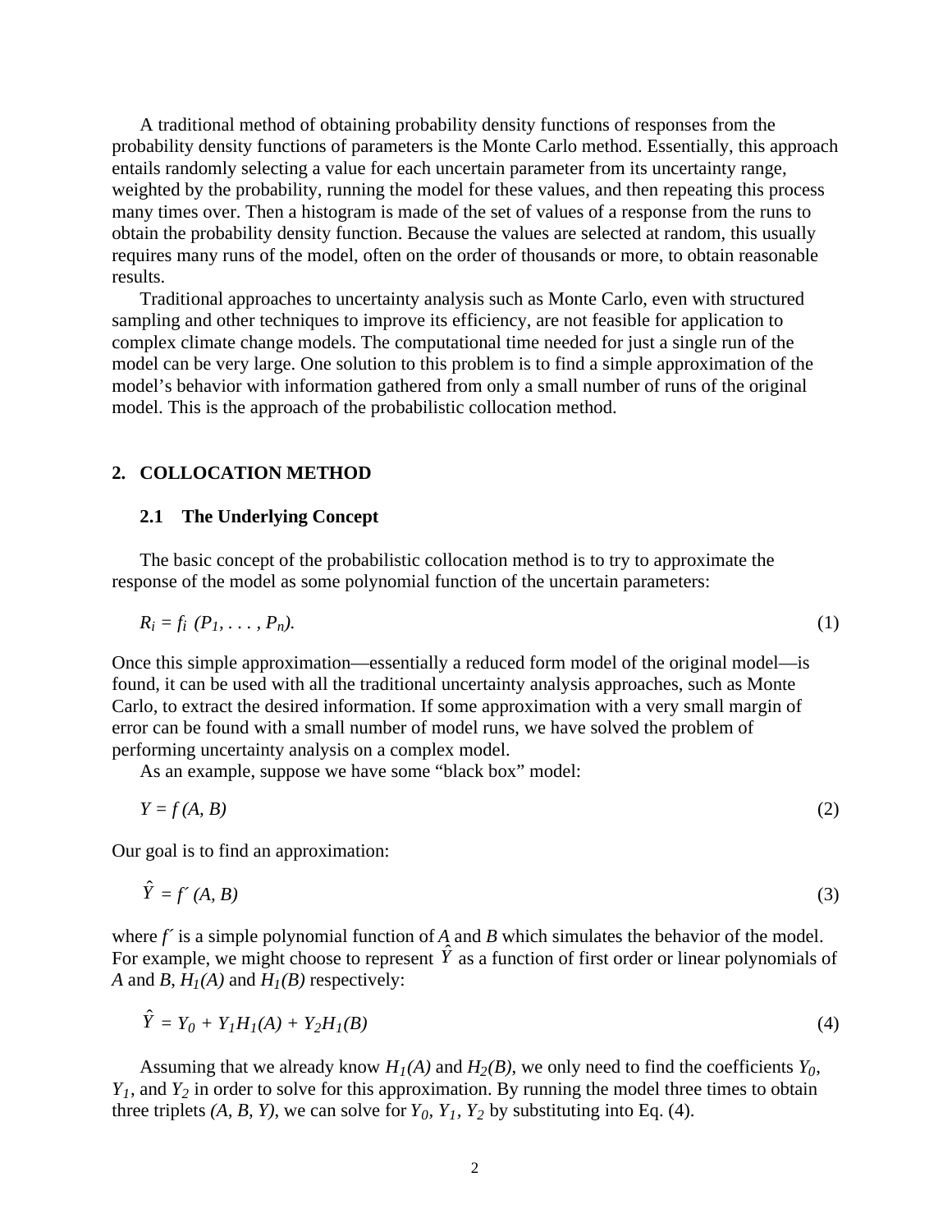A traditional method of obtaining probability density functions of responses from the probability density functions of parameters is the Monte Carlo method. Essentially, this approach entails randomly selecting a value for each uncertain parameter from its uncertainty range, weighted by the probability, running the model for these values, and then repeating this process many times over. Then a histogram is made of the set of values of a response from the runs to obtain the probability density function. Because the values are selected at random, this usually requires many runs of the model, often on the order of thousands or more, to obtain reasonable results.

Traditional approaches to uncertainty analysis such as Monte Carlo, even with structured sampling and other techniques to improve its efficiency, are not feasible for application to complex climate change models. The computational time needed for just a single run of the model can be very large. One solution to this problem is to find a simple approximation of the model's behavior with information gathered from only a small number of runs of the original model. This is the approach of the probabilistic collocation method.

## 2. COLLOCATION METHOD

### 2.1 The Underlying Concept

The basic concept of the probabilistic collocation method is to try to approximate the response of the model as some polynomial function of the uncertain parameters:

$$R_i = f_i\ (P_1, \ldots, P_n). \tag{1}$$

Once this simple approximation—essentially a reduced form model of the original model—is found, it can be used with all the traditional uncertainty analysis approaches, such as Monte Carlo, to extract the desired information. If some approximation with a very small margin of error can be found with a small number of model runs, we have solved the problem of performing uncertainty analysis on a complex model.

As an example, suppose we have some "black box" model:

$$Y = f\ (A, B) \tag{2}$$

Our goal is to find an approximation:

$$\hat{Y} = f'\ (A, B) \tag{3}$$

where $f'$ is a simple polynomial function of $A$ and $B$ which simulates the behavior of the model. For example, we might choose to represent $\hat{Y}$ as a function of first order or linear polynomials of $A$ and $B$, $H_1(A)$ and $H_1(B)$ respectively:

$$\hat{Y} = Y_0 + Y_1 H_1(A) + Y_2 H_1(B) \tag{4}$$

Assuming that we already know $H_1(A)$ and $H_2(B)$, we only need to find the coefficients $Y_0$, $Y_1$, and $Y_2$ in order to solve for this approximation. By running the model three times to obtain three triplets $(A, B, Y)$, we can solve for $Y_0$, $Y_1$, $Y_2$ by substituting into Eq. (4).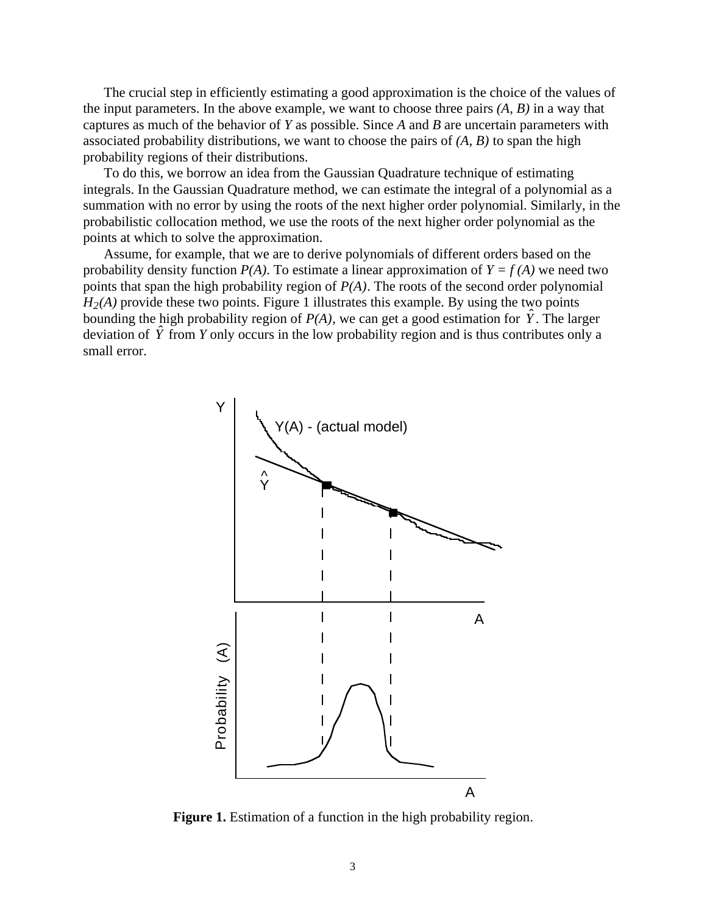The crucial step in efficiently estimating a good approximation is the choice of the values of the input parameters. In the above example, we want to choose three pairs *(A, B)* in a way that captures as much of the behavior of *Y* as possible. Since *A* and *B* are uncertain parameters with associated probability distributions, we want to choose the pairs of *(A, B)* to span the high probability regions of their distributions.

To do this, we borrow an idea from the Gaussian Quadrature technique of estimating integrals. In the Gaussian Quadrature method, we can estimate the integral of a polynomial as a summation with no error by using the roots of the next higher order polynomial. Similarly, in the probabilistic collocation method, we use the roots of the next higher order polynomial as the points at which to solve the approximation.

Assume, for example, that we are to derive polynomials of different orders based on the probability density function *P(A)*. To estimate a linear approximation of $Y = f(A)$ we need two points that span the high probability region of *P(A)*. The roots of the second order polynomial $H_2(A)$ provide these two points. Figure 1 illustrates this example. By using the two points bounding the high probability region of *P(A)*, we can get a good estimation for $\hat{Y}$. The larger deviation of $\hat{Y}$ from *Y* only occurs in the low probability region and is thus contributes only a small error.

**Figure 1.** Estimation of a function in the high probability region.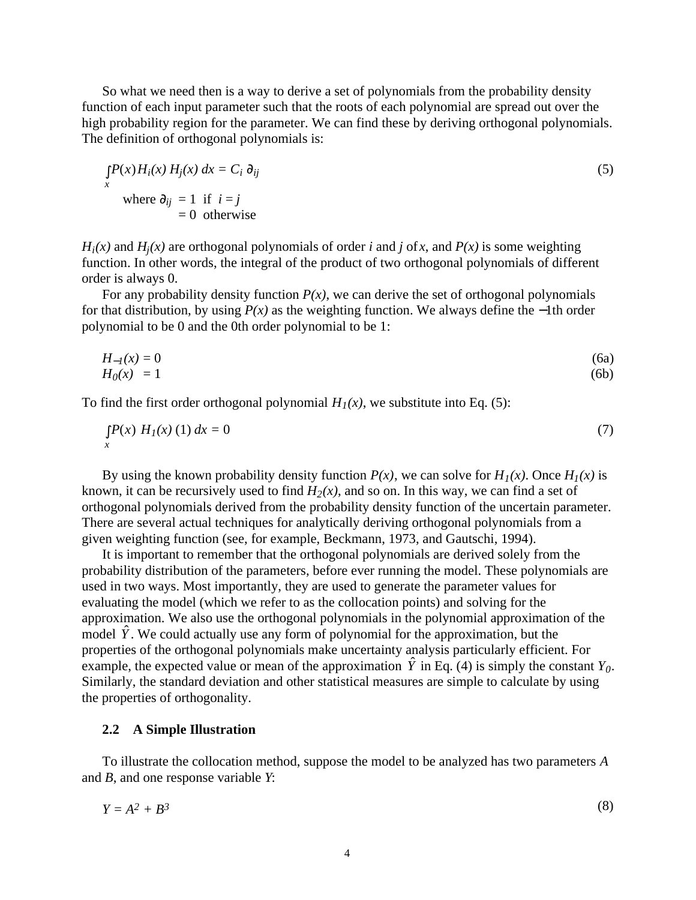So what we need then is a way to derive a set of polynomials from the probability density function of each input parameter such that the roots of each polynomial are spread out over the high probability region for the parameter. We can find these by deriving orthogonal polynomials. The definition of orthogonal polynomials is:

$$\int_x P(x) H_i(x)\, H_j(x)\, dx = C_i\, \partial_{ij} \tag{5}$$

$$\text{where } \partial_{ij} = 1 \text{ if } i = j$$
$$= 0 \text{ otherwise}$$

$H_i(x)$ and $H_j(x)$ are orthogonal polynomials of order $i$ and $j$ of $x$, and $P(x)$ is some weighting function. In other words, the integral of the product of two orthogonal polynomials of different order is always 0.

For any probability density function $P(x)$, we can derive the set of orthogonal polynomials for that distribution, by using $P(x)$ as the weighting function. We always define the −1th order polynomial to be 0 and the 0th order polynomial to be 1:

$$H_{-1}(x) = 0 \tag{6a}$$
$$H_0(x) = 1 \tag{6b}$$

To find the first order orthogonal polynomial $H_1(x)$, we substitute into Eq. (5):

$$\int_x P(x)\; H_1(x)\, (1)\, dx = 0 \tag{7}$$

By using the known probability density function $P(x)$, we can solve for $H_1(x)$. Once $H_1(x)$ is known, it can be recursively used to find $H_2(x)$, and so on. In this way, we can find a set of orthogonal polynomials derived from the probability density function of the uncertain parameter. There are several actual techniques for analytically deriving orthogonal polynomials from a given weighting function (see, for example, Beckmann, 1973, and Gautschi, 1994).

It is important to remember that the orthogonal polynomials are derived solely from the probability distribution of the parameters, before ever running the model. These polynomials are used in two ways. Most importantly, they are used to generate the parameter values for evaluating the model (which we refer to as the collocation points) and solving for the approximation. We also use the orthogonal polynomials in the polynomial approximation of the model $\hat{Y}$. We could actually use any form of polynomial for the approximation, but the properties of the orthogonal polynomials make uncertainty analysis particularly efficient. For example, the expected value or mean of the approximation $\hat{Y}$ in Eq. (4) is simply the constant $Y_0$. Similarly, the standard deviation and other statistical measures are simple to calculate by using the properties of orthogonality.

### 2.2 A Simple Illustration

To illustrate the collocation method, suppose the model to be analyzed has two parameters $A$ and $B$, and one response variable $Y$:

$$Y = A^2 + B^3 \tag{8}$$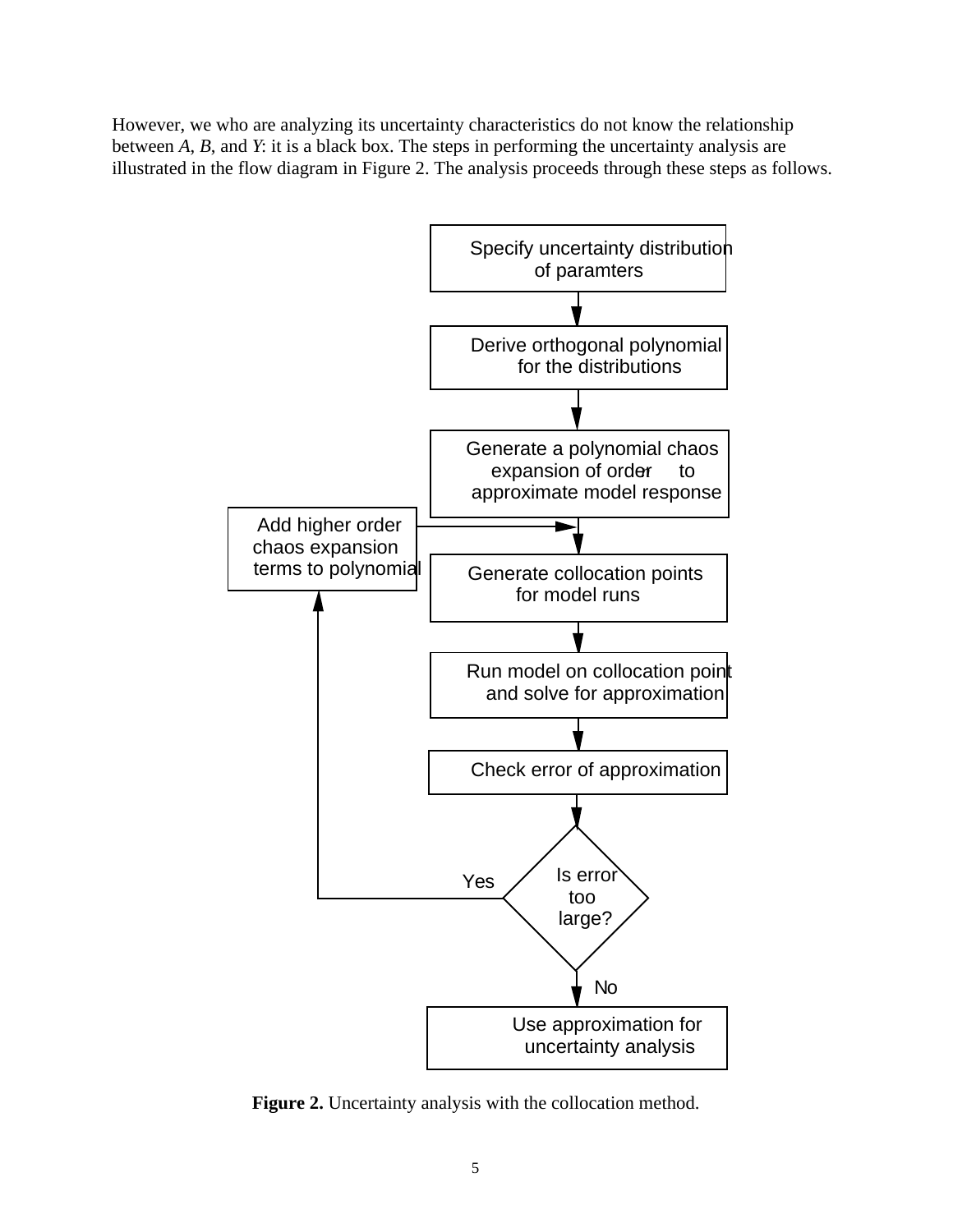However, we who are analyzing its uncertainty characteristics do not know the relationship between *A*, *B*, and *Y*: it is a black box. The steps in performing the uncertainty analysis are illustrated in the flow diagram in Figure 2. The analysis proceeds through these steps as follows.

Specify uncertainty distribution of paramters

Derive orthogonal polynomial for the distributions

Generate a polynomial chaos expansion of order $n$ to approximate model response

Add higher order chaos expansion terms to polynomial

Generate collocation points for model runs

Run model on collocation point and solve for approximation

Check error of approximation

Is error too large?

Yes

No

Use approximation for uncertainty analysis

**Figure 2.** Uncertainty analysis with the collocation method.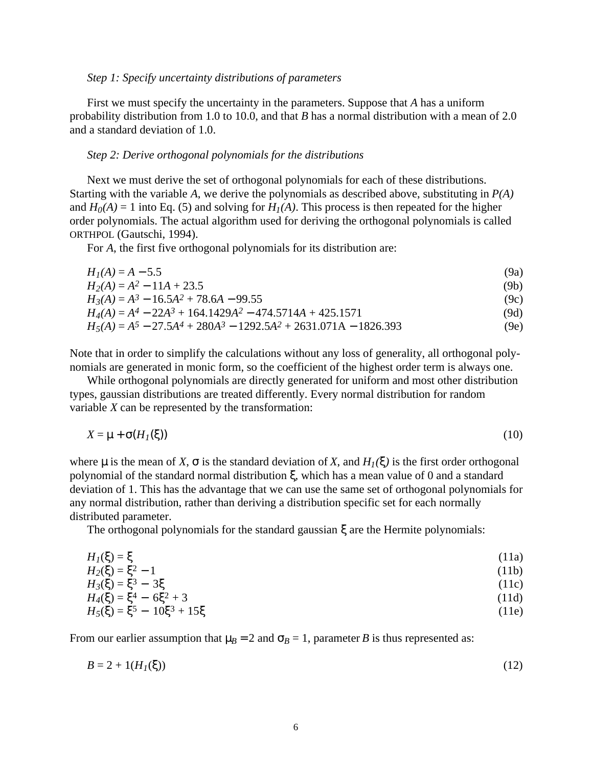*Step 1: Specify uncertainty distributions of parameters*

First we must specify the uncertainty in the parameters. Suppose that $A$ has a uniform probability distribution from 1.0 to 10.0, and that $B$ has a normal distribution with a mean of 2.0 and a standard deviation of 1.0.

*Step 2: Derive orthogonal polynomials for the distributions*

Next we must derive the set of orthogonal polynomials for each of these distributions. Starting with the variable $A$, we derive the polynomials as described above, substituting in $P(A)$ and $H_0(A) = 1$ into Eq. (5) and solving for $H_1(A)$. This process is then repeated for the higher order polynomials. The actual algorithm used for deriving the orthogonal polynomials is called ORTHPOL (Gautschi, 1994).

For $A$, the first five orthogonal polynomials for its distribution are:

$$H_1(A) = A - 5.5 \tag{9a}$$

$$H_2(A) = A^2 - 11A + 23.5 \tag{9b}$$

$$H_3(A) = A^3 - 16.5A^2 + 78.6A - 99.55 \tag{9c}$$

$$H_4(A) = A^4 - 22A^3 + 164.1429A^2 - 474.5714A + 425.1571 \tag{9d}$$

$$H_5(A) = A^5 - 27.5A^4 + 280A^3 - 1292.5A^2 + 2631.071A - 1826.393 \tag{9e}$$

Note that in order to simplify the calculations without any loss of generality, all orthogonal polynomials are generated in monic form, so the coefficient of the highest order term is always one.

While orthogonal polynomials are directly generated for uniform and most other distribution types, gaussian distributions are treated differently. Every normal distribution for random variable $X$ can be represented by the transformation:

$$X = \mu + \sigma(H_1(\xi)) \tag{10}$$

where $\mu$ is the mean of $X$, $\sigma$ is the standard deviation of $X$, and $H_1(\xi)$ is the first order orthogonal polynomial of the standard normal distribution $\xi$, which has a mean value of 0 and a standard deviation of 1. This has the advantage that we can use the same set of orthogonal polynomials for any normal distribution, rather than deriving a distribution specific set for each normally distributed parameter.

The orthogonal polynomials for the standard gaussian $\xi$ are the Hermite polynomials:

$$H_1(\xi) = \xi \tag{11a}$$

$$H_2(\xi) = \xi^2 - 1 \tag{11b}$$

$$H_3(\xi) = \xi^3 - 3\xi \tag{11c}$$

$$H_4(\xi) = \xi^4 - 6\xi^2 + 3 \tag{11d}$$

$$H_5(\xi) = \xi^5 - 10\xi^3 + 15\xi \tag{11e}$$

From our earlier assumption that $\mu_B = 2$ and $\sigma_B = 1$, parameter $B$ is thus represented as:

$$B = 2 + 1(H_1(\xi)) \tag{12}$$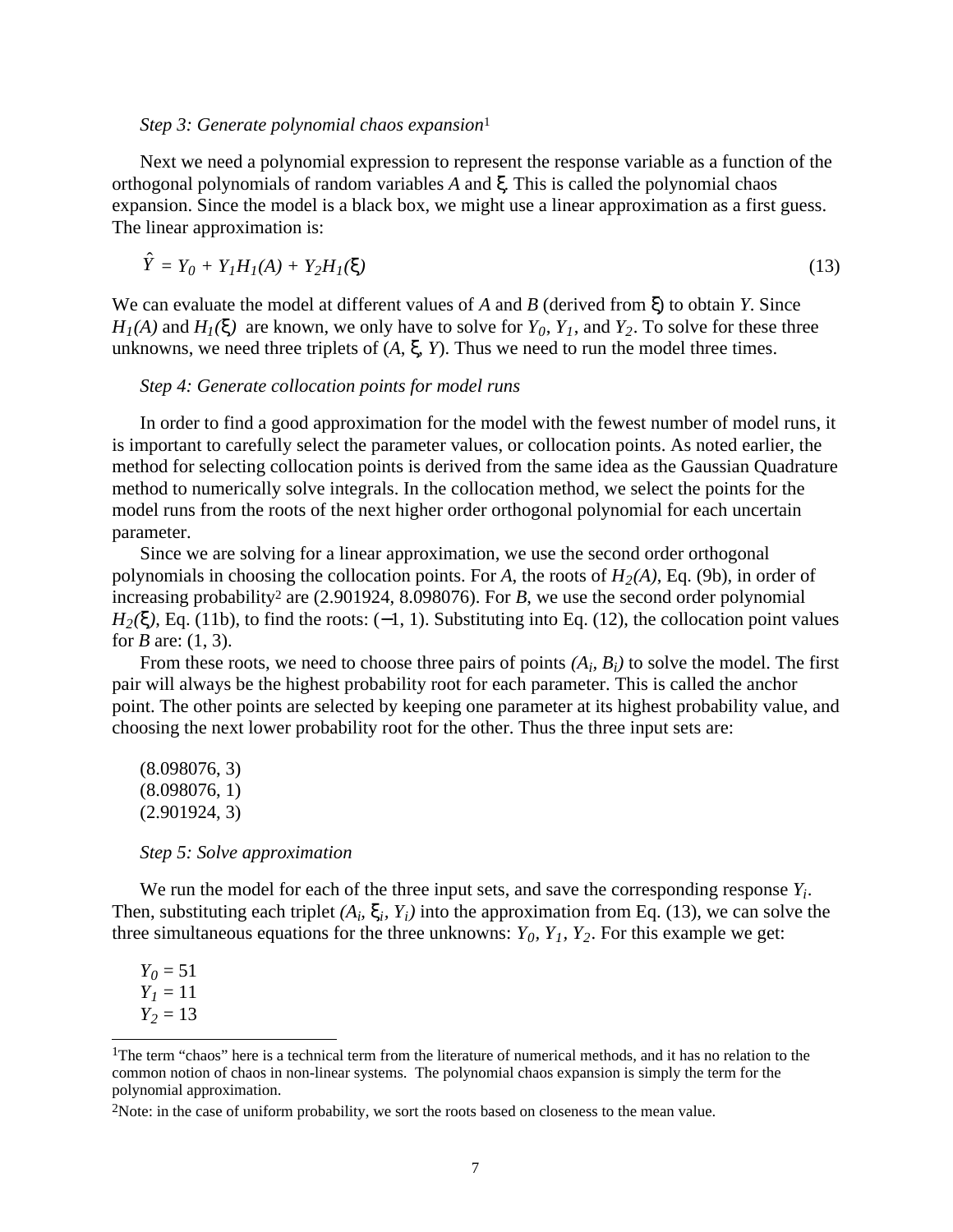*Step 3: Generate polynomial chaos expansion*[1]

Next we need a polynomial expression to represent the response variable as a function of the orthogonal polynomials of random variables $A$ and $\xi$. This is called the polynomial chaos expansion. Since the model is a black box, we might use a linear approximation as a first guess. The linear approximation is:

$$\hat{Y} = Y_0 + Y_1 H_1(A) + Y_2 H_1(\xi) \tag{13}$$

We can evaluate the model at different values of $A$ and $B$ (derived from $\xi$) to obtain $Y$. Since $H_1(A)$ and $H_1(\xi)$ are known, we only have to solve for $Y_0$, $Y_1$, and $Y_2$. To solve for these three unknowns, we need three triplets of ($A$, $\xi$, $Y$). Thus we need to run the model three times.

*Step 4: Generate collocation points for model runs*

In order to find a good approximation for the model with the fewest number of model runs, it is important to carefully select the parameter values, or collocation points. As noted earlier, the method for selecting collocation points is derived from the same idea as the Gaussian Quadrature method to numerically solve integrals. In the collocation method, we select the points for the model runs from the roots of the next higher order orthogonal polynomial for each uncertain parameter.

Since we are solving for a linear approximation, we use the second order orthogonal polynomials in choosing the collocation points. For $A$, the roots of $H_2(A)$, Eq. (9b), in order of increasing probability[2] are (2.901924, 8.098076). For $B$, we use the second order polynomial $H_2(\xi)$, Eq. (11b), to find the roots: (−1, 1). Substituting into Eq. (12), the collocation point values for $B$ are: (1, 3).

From these roots, we need to choose three pairs of points $(A_i, B_i)$ to solve the model. The first pair will always be the highest probability root for each parameter. This is called the anchor point. The other points are selected by keeping one parameter at its highest probability value, and choosing the next lower probability root for the other. Thus the three input sets are:

(8.098076, 3)
(8.098076, 1)
(2.901924, 3)

*Step 5: Solve approximation*

We run the model for each of the three input sets, and save the corresponding response $Y_i$. Then, substituting each triplet $(A_i, \xi_i, Y_i)$ into the approximation from Eq. (13), we can solve the three simultaneous equations for the three unknowns: $Y_0$, $Y_1$, $Y_2$. For this example we get:

$Y_0 = 51$
$Y_1 = 11$
$Y_2 = 13$

---

[1]The term "chaos" here is a technical term from the literature of numerical methods, and it has no relation to the common notion of chaos in non-linear systems. The polynomial chaos expansion is simply the term for the polynomial approximation.

[2]Note: in the case of uniform probability, we sort the roots based on closeness to the mean value.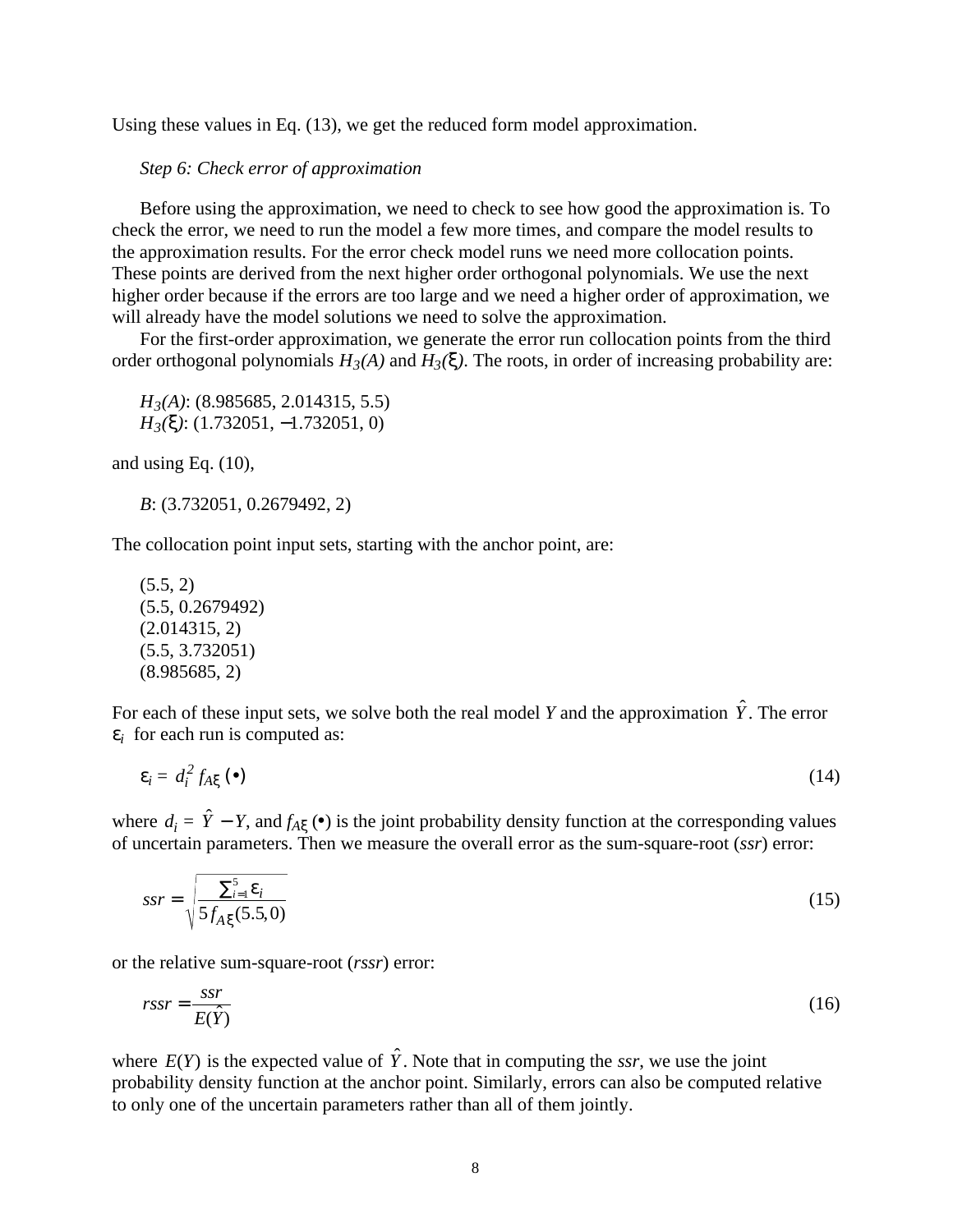Using these values in Eq. (13), we get the reduced form model approximation.

*Step 6: Check error of approximation*

Before using the approximation, we need to check to see how good the approximation is. To check the error, we need to run the model a few more times, and compare the model results to the approximation results. For the error check model runs we need more collocation points. These points are derived from the next higher order orthogonal polynomials. We use the next higher order because if the errors are too large and we need a higher order of approximation, we will already have the model solutions we need to solve the approximation.

For the first-order approximation, we generate the error run collocation points from the third order orthogonal polynomials $H_3(A)$ and $H_3(\xi)$. The roots, in order of increasing probability are:

$H_3(A)$: (8.985685, 2.014315, 5.5)
$H_3(\xi)$: (1.732051, −1.732051, 0)

and using Eq. (10),

$B$: (3.732051, 0.2679492, 2)

The collocation point input sets, starting with the anchor point, are:

(5.5, 2)
(5.5, 0.2679492)
(2.014315, 2)
(5.5, 3.732051)
(8.985685, 2)

For each of these input sets, we solve both the real model $Y$ and the approximation $\hat{Y}$. The error $\varepsilon_i$ for each run is computed as:

$$\varepsilon_i = d_i^2 f_{A\xi}(\bullet) \tag{14}$$

where $d_i = \hat{Y} - Y$, and $f_{A\xi}(\bullet)$ is the joint probability density function at the corresponding values of uncertain parameters. Then we measure the overall error as the sum-square-root (*ssr*) error:

$$ssr = \sqrt{\frac{\sum_{i=1}^{5} \varepsilon_i}{5 f_{A\xi}(5.5, 0)}} \tag{15}$$

or the relative sum-square-root (*rssr*) error:

$$rssr = \frac{ssr}{E(\hat{Y})} \tag{16}$$

where $E(Y)$ is the expected value of $\hat{Y}$. Note that in computing the *ssr*, we use the joint probability density function at the anchor point. Similarly, errors can also be computed relative to only one of the uncertain parameters rather than all of them jointly.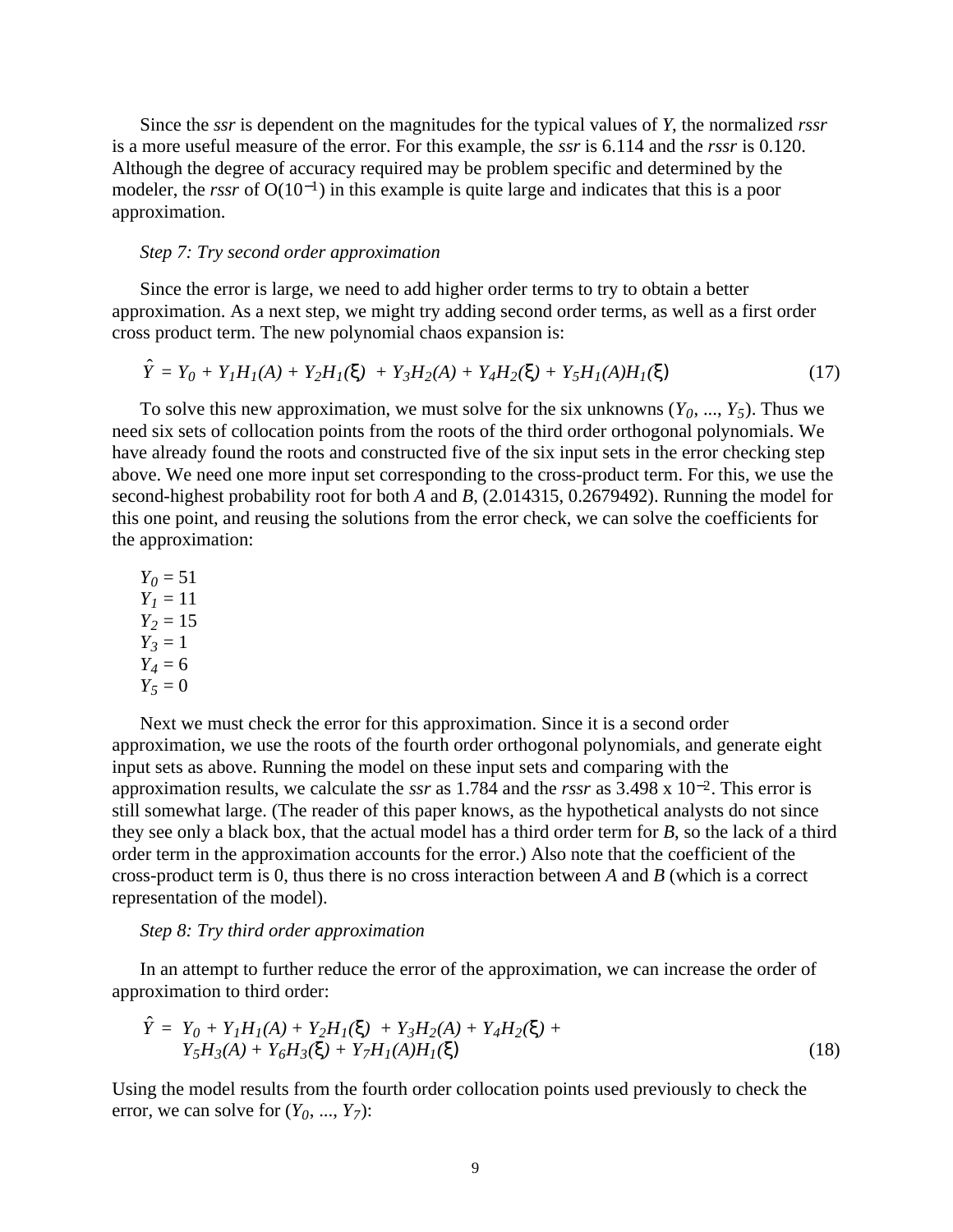Since the *ssr* is dependent on the magnitudes for the typical values of *Y*, the normalized *rssr* is a more useful measure of the error. For this example, the *ssr* is 6.114 and the *rssr* is 0.120. Although the degree of accuracy required may be problem specific and determined by the modeler, the *rssr* of $O(10^{-1})$ in this example is quite large and indicates that this is a poor approximation.

*Step 7: Try second order approximation*

Since the error is large, we need to add higher order terms to try to obtain a better approximation. As a next step, we might try adding second order terms, as well as a first order cross product term. The new polynomial chaos expansion is:

$$\hat{Y} = Y_0 + Y_1 H_1(A) + Y_2 H_1(\xi) + Y_3 H_2(A) + Y_4 H_2(\xi) + Y_5 H_1(A) H_1(\xi) \tag{17}$$

To solve this new approximation, we must solve for the six unknowns ($Y_0$, ..., $Y_5$). Thus we need six sets of collocation points from the roots of the third order orthogonal polynomials. We have already found the roots and constructed five of the six input sets in the error checking step above. We need one more input set corresponding to the cross-product term. For this, we use the second-highest probability root for both *A* and *B*, (2.014315, 0.2679492). Running the model for this one point, and reusing the solutions from the error check, we can solve the coefficients for the approximation:

$Y_0 = 51$
$Y_1 = 11$
$Y_2 = 15$
$Y_3 = 1$
$Y_4 = 6$
$Y_5 = 0$

Next we must check the error for this approximation. Since it is a second order approximation, we use the roots of the fourth order orthogonal polynomials, and generate eight input sets as above. Running the model on these input sets and comparing with the approximation results, we calculate the *ssr* as 1.784 and the *rssr* as $3.498 \times 10^{-2}$. This error is still somewhat large. (The reader of this paper knows, as the hypothetical analysts do not since they see only a black box, that the actual model has a third order term for *B*, so the lack of a third order term in the approximation accounts for the error.) Also note that the coefficient of the cross-product term is 0, thus there is no cross interaction between *A* and *B* (which is a correct representation of the model).

*Step 8: Try third order approximation*

In an attempt to further reduce the error of the approximation, we can increase the order of approximation to third order:

$$\hat{Y} = Y_0 + Y_1 H_1(A) + Y_2 H_1(\xi) + Y_3 H_2(A) + Y_4 H_2(\xi) + Y_5 H_3(A) + Y_6 H_3(\xi) + Y_7 H_1(A) H_1(\xi) \tag{18}$$

Using the model results from the fourth order collocation points used previously to check the error, we can solve for ($Y_0$, ..., $Y_7$):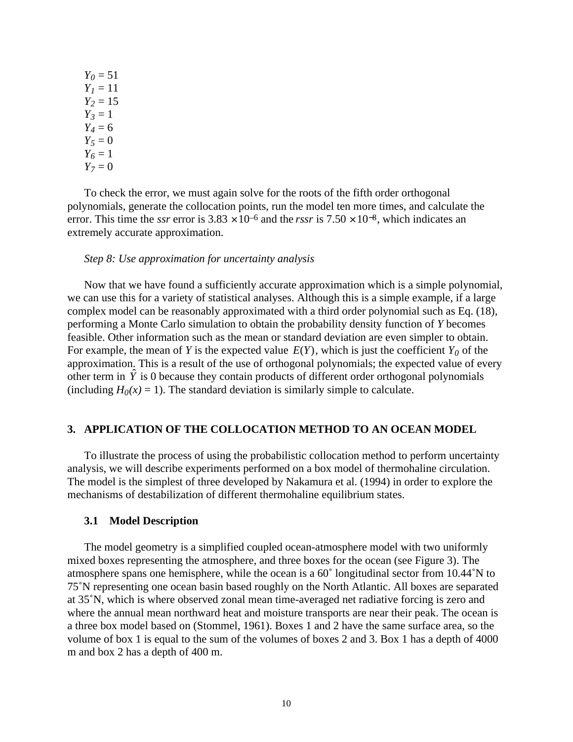$Y_0 = 51$
$Y_1 = 11$
$Y_2 = 15$
$Y_3 = 1$
$Y_4 = 6$
$Y_5 = 0$
$Y_6 = 1$
$Y_7 = 0$

To check the error, we must again solve for the roots of the fifth order orthogonal polynomials, generate the collocation points, run the model ten more times, and calculate the error. This time the *ssr* error is $3.83 \times 10^{-6}$ and the *rssr* is $7.50 \times 10^{-8}$, which indicates an extremely accurate approximation.

*Step 8: Use approximation for uncertainty analysis*

Now that we have found a sufficiently accurate approximation which is a simple polynomial, we can use this for a variety of statistical analyses. Although this is a simple example, if a large complex model can be reasonably approximated with a third order polynomial such as Eq. (18), performing a Monte Carlo simulation to obtain the probability density function of $Y$ becomes feasible. Other information such as the mean or standard deviation are even simpler to obtain. For example, the mean of $Y$ is the expected value $E(Y)$, which is just the coefficient $Y_0$ of the approximation. This is a result of the use of orthogonal polynomials; the expected value of every other term in $\hat{Y}$ is 0 because they contain products of different order orthogonal polynomials (including $H_0(x) = 1$). The standard deviation is similarly simple to calculate.

## 3. APPLICATION OF THE COLLOCATION METHOD TO AN OCEAN MODEL

To illustrate the process of using the probabilistic collocation method to perform uncertainty analysis, we will describe experiments performed on a box model of thermohaline circulation. The model is the simplest of three developed by Nakamura et al. (1994) in order to explore the mechanisms of destabilization of different thermohaline equilibrium states.

### 3.1 Model Description

The model geometry is a simplified coupled ocean-atmosphere model with two uniformly mixed boxes representing the atmosphere, and three boxes for the ocean (see Figure 3). The atmosphere spans one hemisphere, while the ocean is a 60˚ longitudinal sector from 10.44˚N to 75˚N representing one ocean basin based roughly on the North Atlantic. All boxes are separated at 35˚N, which is where observed zonal mean time-averaged net radiative forcing is zero and where the annual mean northward heat and moisture transports are near their peak. The ocean is a three box model based on (Stommel, 1961). Boxes 1 and 2 have the same surface area, so the volume of box 1 is equal to the sum of the volumes of boxes 2 and 3. Box 1 has a depth of 4000 m and box 2 has a depth of 400 m.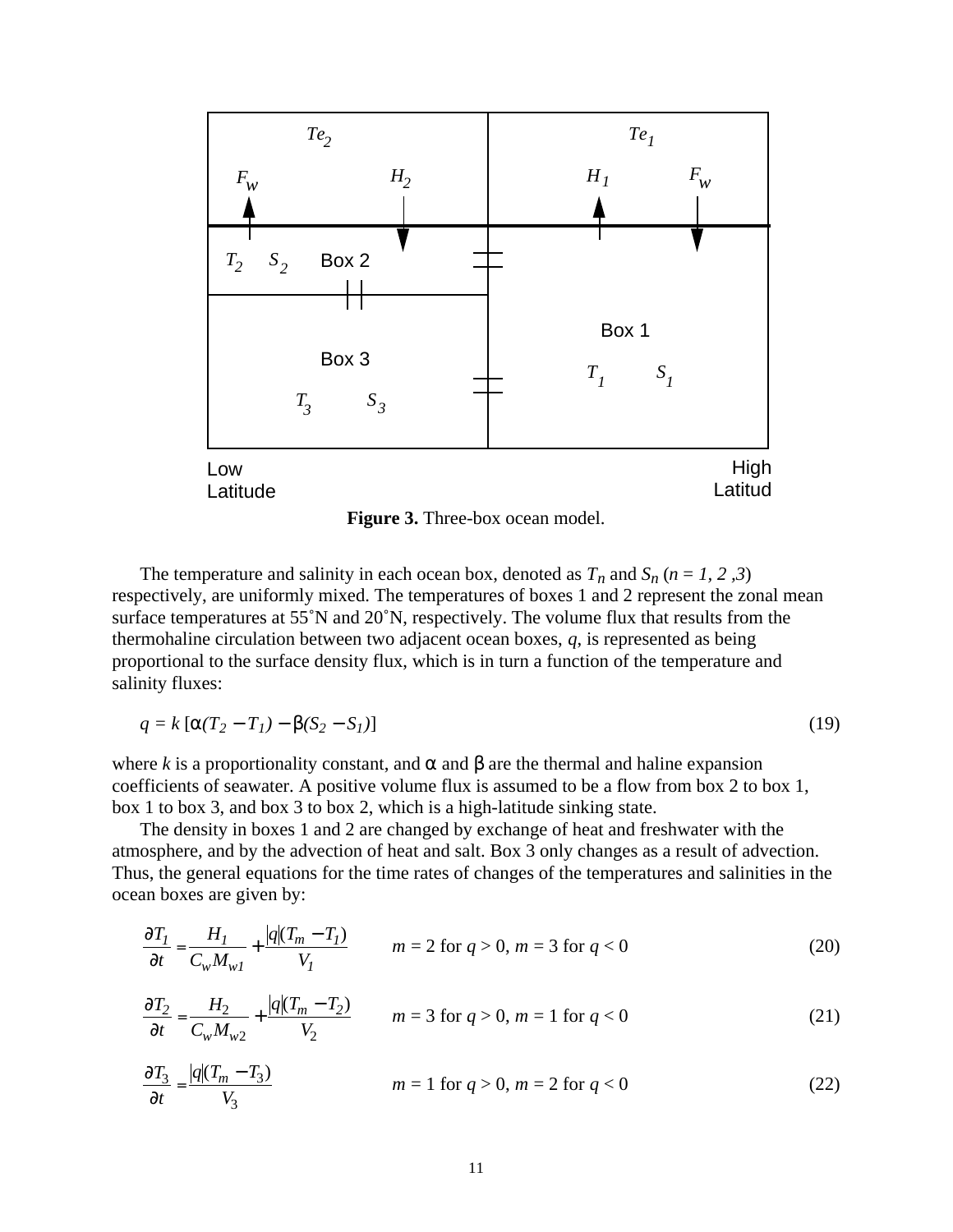**Figure 3.** Three-box ocean model.

The temperature and salinity in each ocean box, denoted as $T_n$ and $S_n$ ($n = 1, 2, 3$) respectively, are uniformly mixed. The temperatures of boxes 1 and 2 represent the zonal mean surface temperatures at 55˚N and 20˚N, respectively. The volume flux that results from the thermohaline circulation between two adjacent ocean boxes, $q$, is represented as being proportional to the surface density flux, which is in turn a function of the temperature and salinity fluxes:

$$q = k\,[\alpha(T_2 - T_1) - \beta(S_2 - S_1)] \tag{19}$$

where $k$ is a proportionality constant, and $\alpha$ and $\beta$ are the thermal and haline expansion coefficients of seawater. A positive volume flux is assumed to be a flow from box 2 to box 1, box 1 to box 3, and box 3 to box 2, which is a high-latitude sinking state.

The density in boxes 1 and 2 are changed by exchange of heat and freshwater with the atmosphere, and by the advection of heat and salt. Box 3 only changes as a result of advection. Thus, the general equations for the time rates of changes of the temperatures and salinities in the ocean boxes are given by:

$$\frac{\partial T_1}{\partial t} = \frac{H_1}{C_w M_{w1}} + \frac{|q|(T_m - T_1)}{V_1} \qquad m = 2 \text{ for } q > 0,\ m = 3 \text{ for } q < 0 \tag{20}$$

$$\frac{\partial T_2}{\partial t} = \frac{H_2}{C_w M_{w2}} + \frac{|q|(T_m - T_2)}{V_2} \qquad m = 3 \text{ for } q > 0,\ m = 1 \text{ for } q < 0 \tag{21}$$

$$\frac{\partial T_3}{\partial t} = \frac{|q|(T_m - T_3)}{V_3} \qquad m = 1 \text{ for } q > 0,\ m = 2 \text{ for } q < 0 \tag{22}$$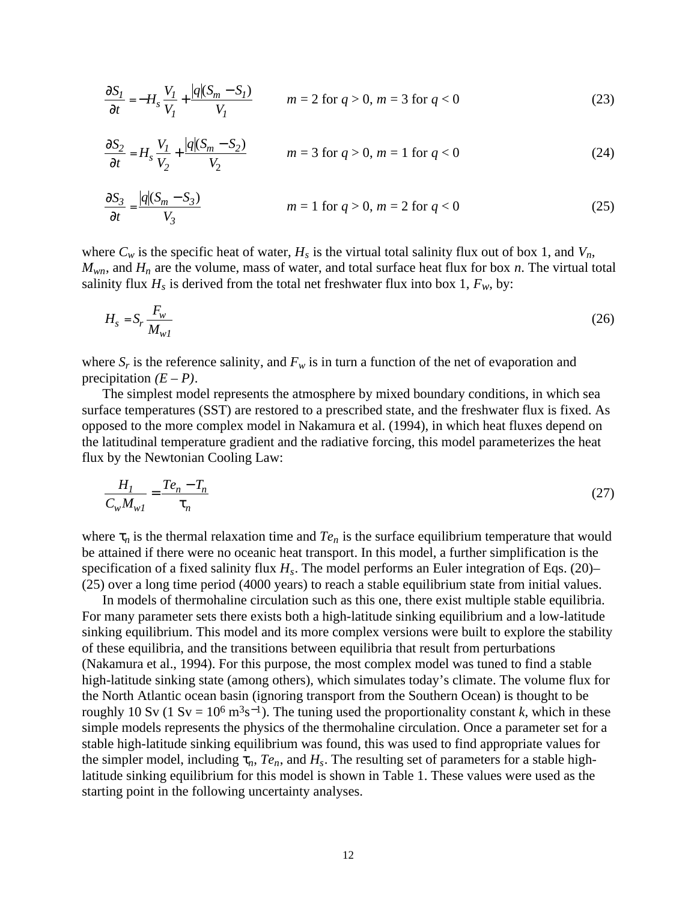$$\frac{\partial S_1}{\partial t} = -H_s \frac{V_1}{V_1} + \frac{|q|(S_m - S_1)}{V_1} \qquad m = 2 \text{ for } q > 0,\ m = 3 \text{ for } q < 0 \tag{23}$$

$$\frac{\partial S_2}{\partial t} = H_s \frac{V_1}{V_2} + \frac{|q|(S_m - S_2)}{V_2} \qquad m = 3 \text{ for } q > 0,\ m = 1 \text{ for } q < 0 \tag{24}$$

$$\frac{\partial S_3}{\partial t} = \frac{|q|(S_m - S_3)}{V_3} \qquad m = 1 \text{ for } q > 0,\ m = 2 \text{ for } q < 0 \tag{25}$$

where $C_w$ is the specific heat of water, $H_s$ is the virtual total salinity flux out of box 1, and $V_n$, $M_{wn}$, and $H_n$ are the volume, mass of water, and total surface heat flux for box *n*. The virtual total salinity flux $H_s$ is derived from the total net freshwater flux into box 1, $F_w$, by:

$$H_s = S_r \frac{F_w}{M_{w1}} \tag{26}$$

where $S_r$ is the reference salinity, and $F_w$ is in turn a function of the net of evaporation and precipitation $(E - P)$.

The simplest model represents the atmosphere by mixed boundary conditions, in which sea surface temperatures (SST) are restored to a prescribed state, and the freshwater flux is fixed. As opposed to the more complex model in Nakamura et al. (1994), in which heat fluxes depend on the latitudinal temperature gradient and the radiative forcing, this model parameterizes the heat flux by the Newtonian Cooling Law:

$$\frac{H_1}{C_w M_{w1}} = \frac{Te_n - T_n}{\tau_n} \tag{27}$$

where $\tau_n$ is the thermal relaxation time and $Te_n$ is the surface equilibrium temperature that would be attained if there were no oceanic heat transport. In this model, a further simplification is the specification of a fixed salinity flux $H_s$. The model performs an Euler integration of Eqs. (20)–(25) over a long time period (4000 years) to reach a stable equilibrium state from initial values.

In models of thermohaline circulation such as this one, there exist multiple stable equilibria. For many parameter sets there exists both a high-latitude sinking equilibrium and a low-latitude sinking equilibrium. This model and its more complex versions were built to explore the stability of these equilibria, and the transitions between equilibria that result from perturbations (Nakamura et al., 1994). For this purpose, the most complex model was tuned to find a stable high-latitude sinking state (among others), which simulates today's climate. The volume flux for the North Atlantic ocean basin (ignoring transport from the Southern Ocean) is thought to be roughly 10 Sv (1 Sv = $10^6$ $m^3s^{-1}$). The tuning used the proportionality constant *k*, which in these simple models represents the physics of the thermohaline circulation. Once a parameter set for a stable high-latitude sinking equilibrium was found, this was used to find appropriate values for the simpler model, including $\tau_n$, $Te_n$, and $H_s$. The resulting set of parameters for a stable high-latitude sinking equilibrium for this model is shown in Table 1. These values were used as the starting point in the following uncertainty analyses.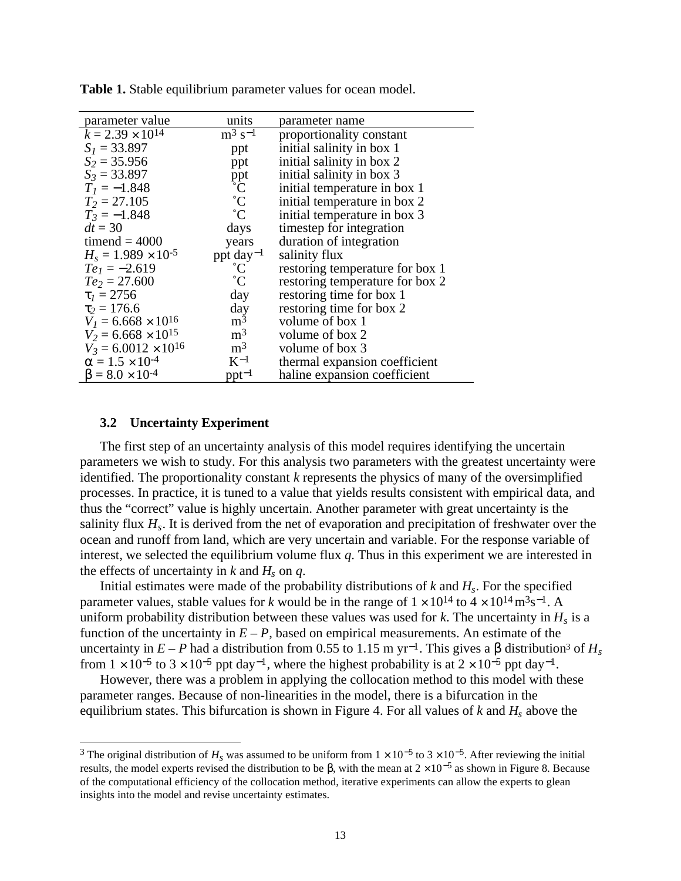**Table 1.** Stable equilibrium parameter values for ocean model.

| parameter value | units | parameter name |
|---|---|---|
| $k = 2.39 \times 10^{14}$ | $m^3\ s^{-1}$ | proportionality constant |
| $S_1 = 33.897$ | ppt | initial salinity in box 1 |
| $S_2 = 35.956$ | ppt | initial salinity in box 2 |
| $S_3 = 33.897$ | ppt | initial salinity in box 3 |
| $T_1 = -1.848$ | ˚C | initial temperature in box 1 |
| $T_2 = 27.105$ | ˚C | initial temperature in box 2 |
| $T_3 = -1.848$ | ˚C | initial temperature in box 3 |
| $dt = 30$ | days | timestep for integration |
| timend = 4000 | years | duration of integration |
| $H_s = 1.989 \times 10^{-5}$ | ppt $day^{-1}$ | salinity flux |
| $Te_1 = -2.619$ | ˚C | restoring temperature for box 1 |
| $Te_2 = 27.600$ | ˚C | restoring temperature for box 2 |
| $\tau_1 = 2756$ | day | restoring time for box 1 |
| $\tau_2 = 176.6$ | day | restoring time for box 2 |
| $V_1 = 6.668 \times 10^{16}$ | $m^3$ | volume of box 1 |
| $V_2 = 6.668 \times 10^{15}$ | $m^3$ | volume of box 2 |
| $V_3 = 6.0012 \times 10^{16}$ | $m^3$ | volume of box 3 |
| $\alpha = 1.5 \times 10^{-4}$ | $K^{-1}$ | thermal expansion coefficient |
| $\beta = 8.0 \times 10^{-4}$ | $ppt^{-1}$ | haline expansion coefficient |

### 3.2 Uncertainty Experiment

The first step of an uncertainty analysis of this model requires identifying the uncertain parameters we wish to study. For this analysis two parameters with the greatest uncertainty were identified. The proportionality constant $k$ represents the physics of many of the oversimplified processes. In practice, it is tuned to a value that yields results consistent with empirical data, and thus the "correct" value is highly uncertain. Another parameter with great uncertainty is the salinity flux $H_s$. It is derived from the net of evaporation and precipitation of freshwater over the ocean and runoff from land, which are very uncertain and variable. For the response variable of interest, we selected the equilibrium volume flux $q$. Thus in this experiment we are interested in the effects of uncertainty in $k$ and $H_s$ on $q$.

Initial estimates were made of the probability distributions of $k$ and $H_s$. For the specified parameter values, stable values for $k$ would be in the range of $1 \times 10^{14}$ to $4 \times 10^{14}\ m^3s^{-1}$. A uniform probability distribution between these values was used for $k$. The uncertainty in $H_s$ is a function of the uncertainty in $E - P$, based on empirical measurements. An estimate of the uncertainty in $E - P$ had a distribution from 0.55 to 1.15 m $yr^{-1}$. This gives a $\beta$ distribution[3] of $H_s$ from $1 \times 10^{-5}$ to $3 \times 10^{-5}$ ppt $day^{-1}$, where the highest probability is at $2 \times 10^{-5}$ ppt $day^{-1}$.

However, there was a problem in applying the collocation method to this model with these parameter ranges. Because of non-linearities in the model, there is a bifurcation in the equilibrium states. This bifurcation is shown in Figure 4. For all values of $k$ and $H_s$ above the

[3] The original distribution of $H_s$ was assumed to be uniform from $1 \times 10^{-5}$ to $3 \times 10^{-5}$. After reviewing the initial results, the model experts revised the distribution to be $\beta$, with the mean at $2 \times 10^{-5}$ as shown in Figure 8. Because of the computational efficiency of the collocation method, iterative experiments can allow the experts to glean insights into the model and revise uncertainty estimates.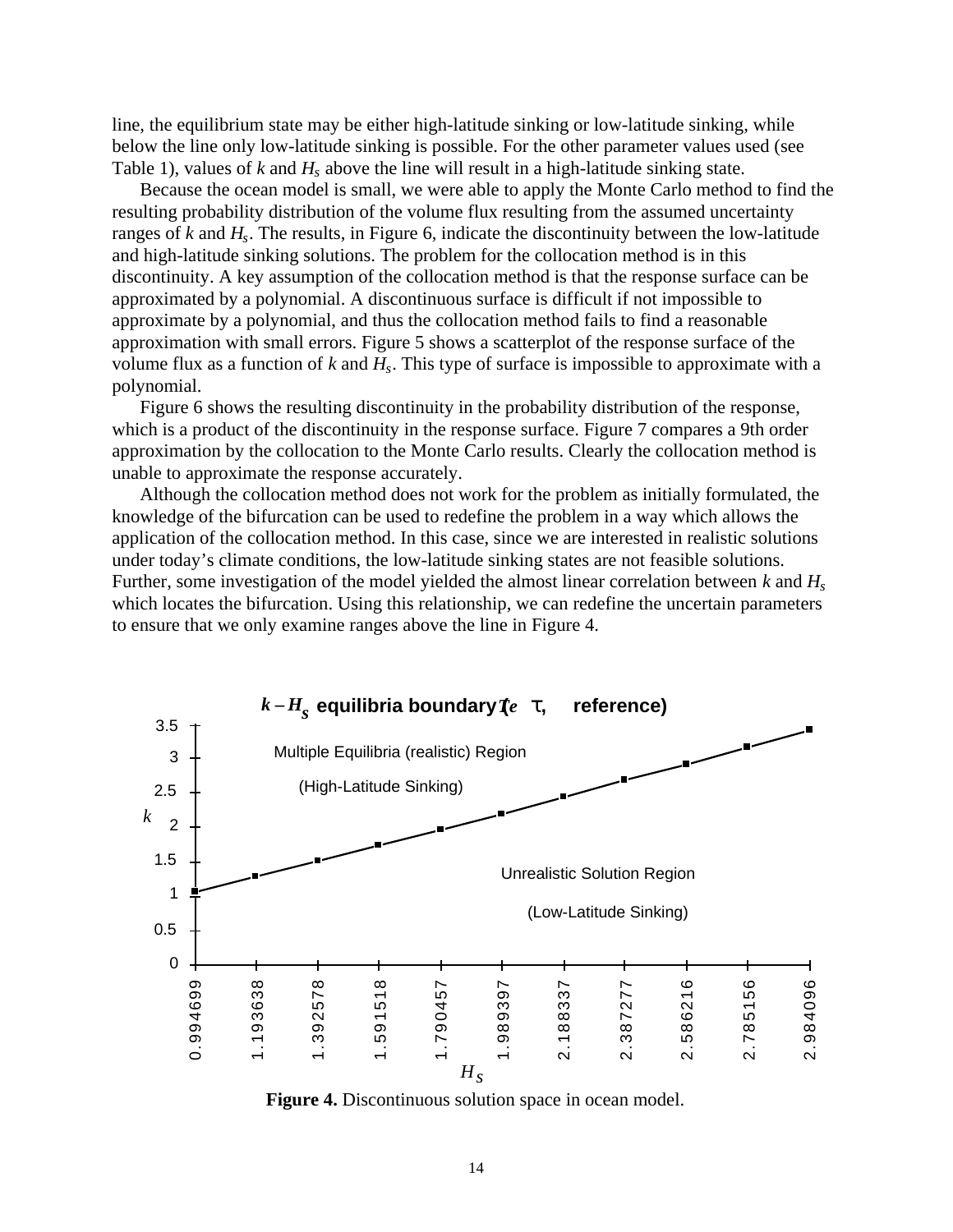line, the equilibrium state may be either high-latitude sinking or low-latitude sinking, while below the line only low-latitude sinking is possible. For the other parameter values used (see Table 1), values of $k$ and $H_s$ above the line will result in a high-latitude sinking state.

Because the ocean model is small, we were able to apply the Monte Carlo method to find the resulting probability distribution of the volume flux resulting from the assumed uncertainty ranges of $k$ and $H_s$. The results, in Figure 6, indicate the discontinuity between the low-latitude and high-latitude sinking solutions. The problem for the collocation method is in this discontinuity. A key assumption of the collocation method is that the response surface can be approximated by a polynomial. A discontinuous surface is difficult if not impossible to approximate by a polynomial, and thus the collocation method fails to find a reasonable approximation with small errors. Figure 5 shows a scatterplot of the response surface of the volume flux as a function of $k$ and $H_s$. This type of surface is impossible to approximate with a polynomial.

Figure 6 shows the resulting discontinuity in the probability distribution of the response, which is a product of the discontinuity in the response surface. Figure 7 compares a 9th order approximation by the collocation to the Monte Carlo results. Clearly the collocation method is unable to approximate the response accurately.

Although the collocation method does not work for the problem as initially formulated, the knowledge of the bifurcation can be used to redefine the problem in a way which allows the application of the collocation method. In this case, since we are interested in realistic solutions under today's climate conditions, the low-latitude sinking states are not feasible solutions. Further, some investigation of the model yielded the almost linear correlation between $k$ and $H_s$ which locates the bifurcation. Using this relationship, we can redefine the uncertain parameters to ensure that we only examine ranges above the line in Figure 4.

**Figure 4.** Discontinuous solution space in ocean model.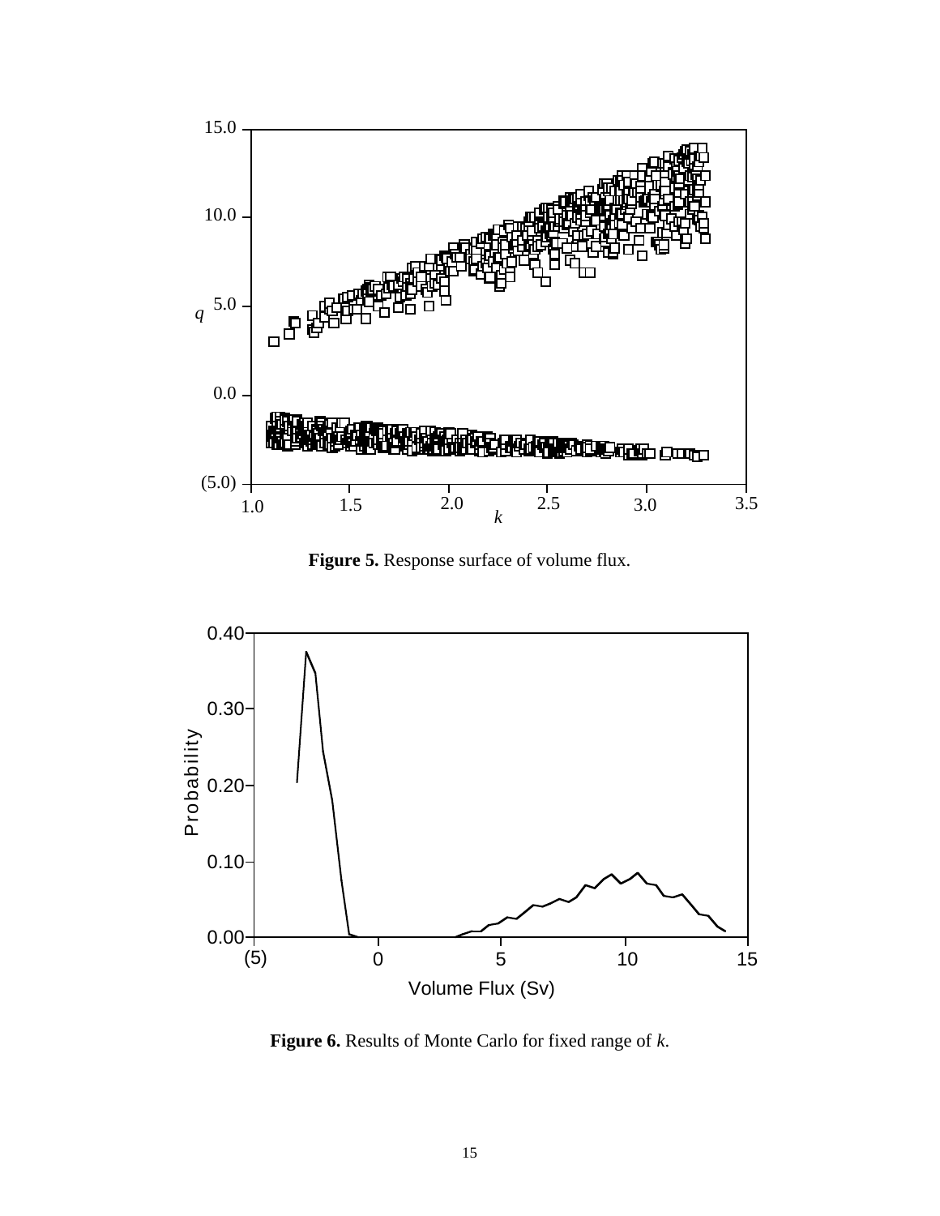**Figure 5.** Response surface of volume flux.

**Figure 6.** Results of Monte Carlo for fixed range of $k$.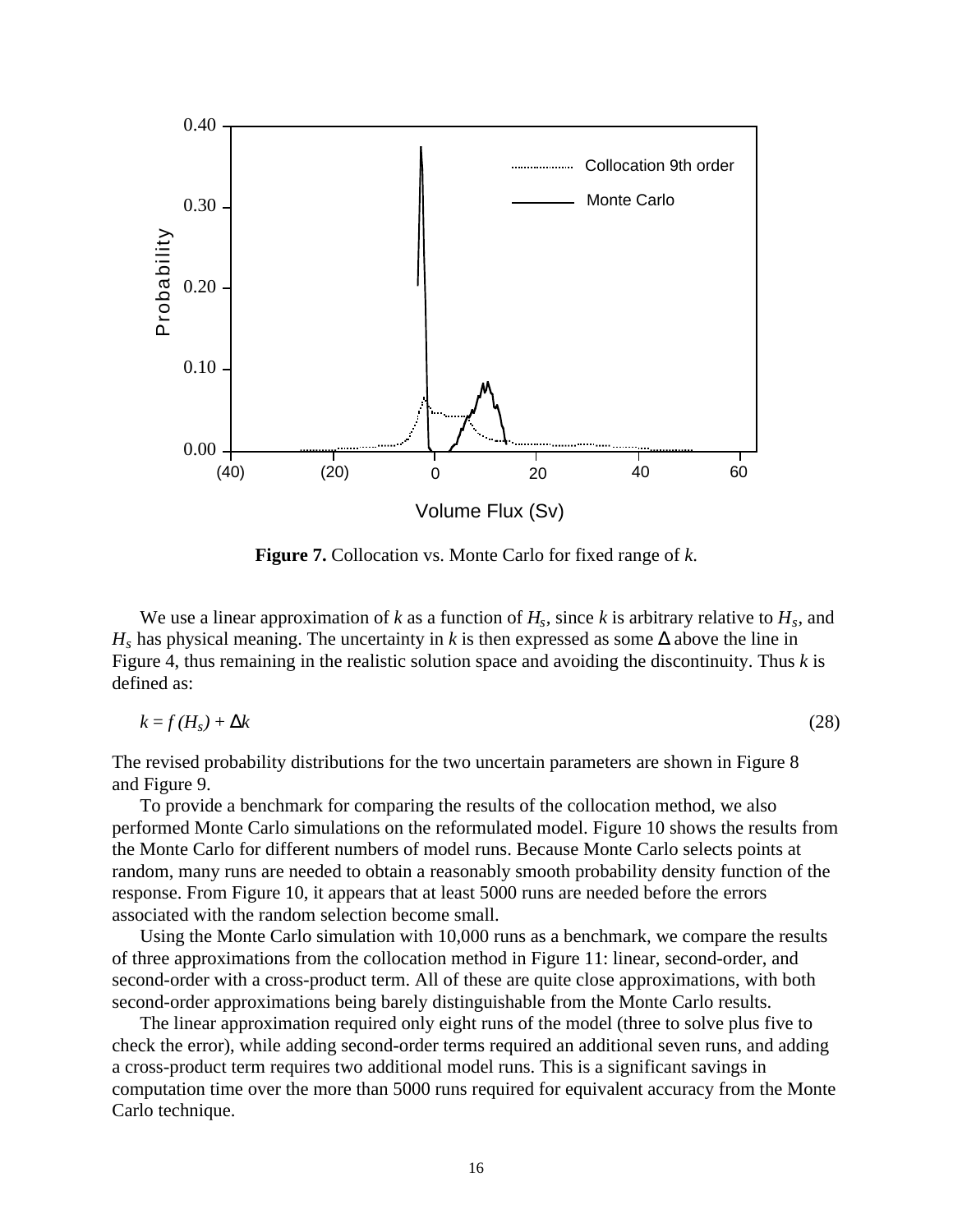**Figure 7.** Collocation vs. Monte Carlo for fixed range of $k$.

We use a linear approximation of $k$ as a function of $H_s$, since $k$ is arbitrary relative to $H_s$, and $H_s$ has physical meaning. The uncertainty in $k$ is then expressed as some $\Delta$ above the line in Figure 4, thus remaining in the realistic solution space and avoiding the discontinuity. Thus $k$ is defined as:

$$k = f(H_s) + \Delta k \tag{28}$$

The revised probability distributions for the two uncertain parameters are shown in Figure 8 and Figure 9.

To provide a benchmark for comparing the results of the collocation method, we also performed Monte Carlo simulations on the reformulated model. Figure 10 shows the results from the Monte Carlo for different numbers of model runs. Because Monte Carlo selects points at random, many runs are needed to obtain a reasonably smooth probability density function of the response. From Figure 10, it appears that at least 5000 runs are needed before the errors associated with the random selection become small.

Using the Monte Carlo simulation with 10,000 runs as a benchmark, we compare the results of three approximations from the collocation method in Figure 11: linear, second-order, and second-order with a cross-product term. All of these are quite close approximations, with both second-order approximations being barely distinguishable from the Monte Carlo results.

The linear approximation required only eight runs of the model (three to solve plus five to check the error), while adding second-order terms required an additional seven runs, and adding a cross-product term requires two additional model runs. This is a significant savings in computation time over the more than 5000 runs required for equivalent accuracy from the Monte Carlo technique.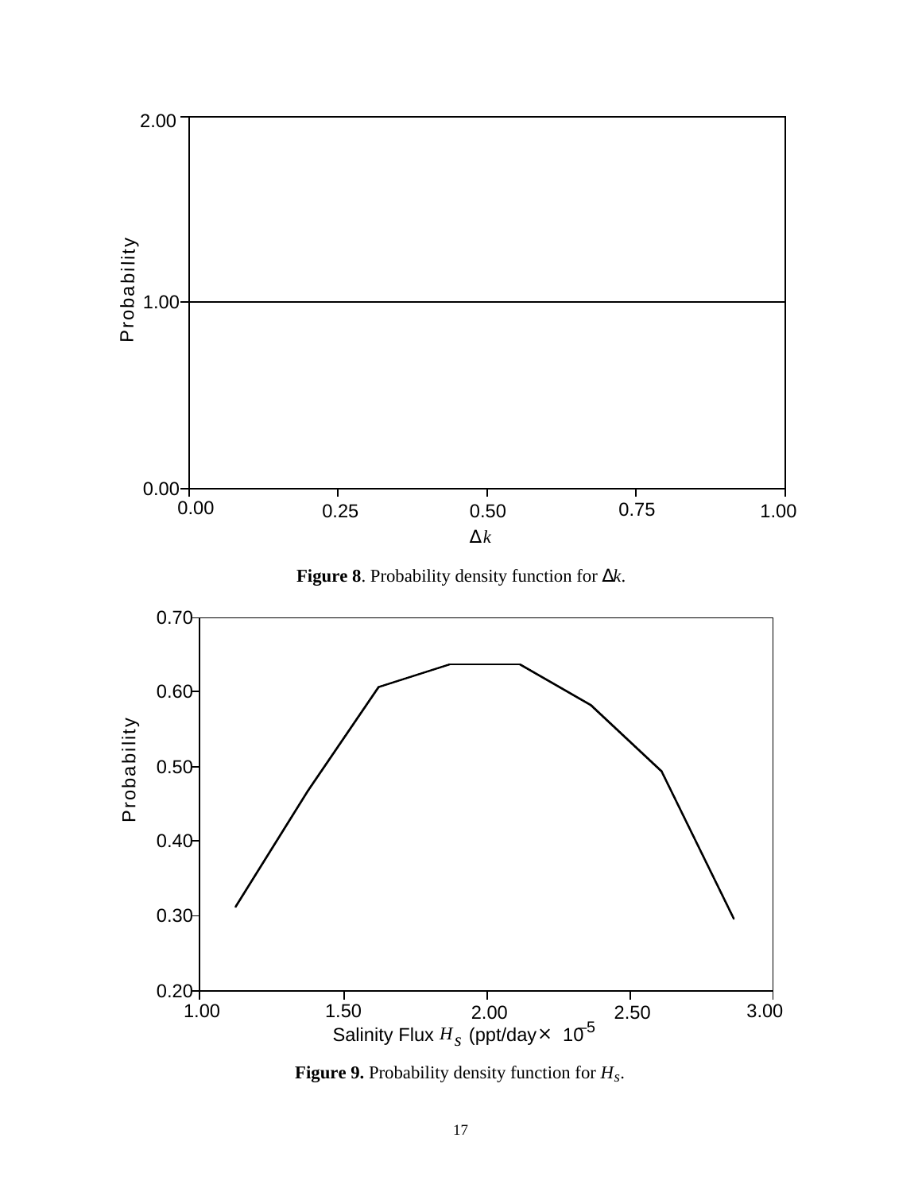**Figure 8**. Probability density function for $\Delta k$.

**Figure 9.** Probability density function for $H_S$.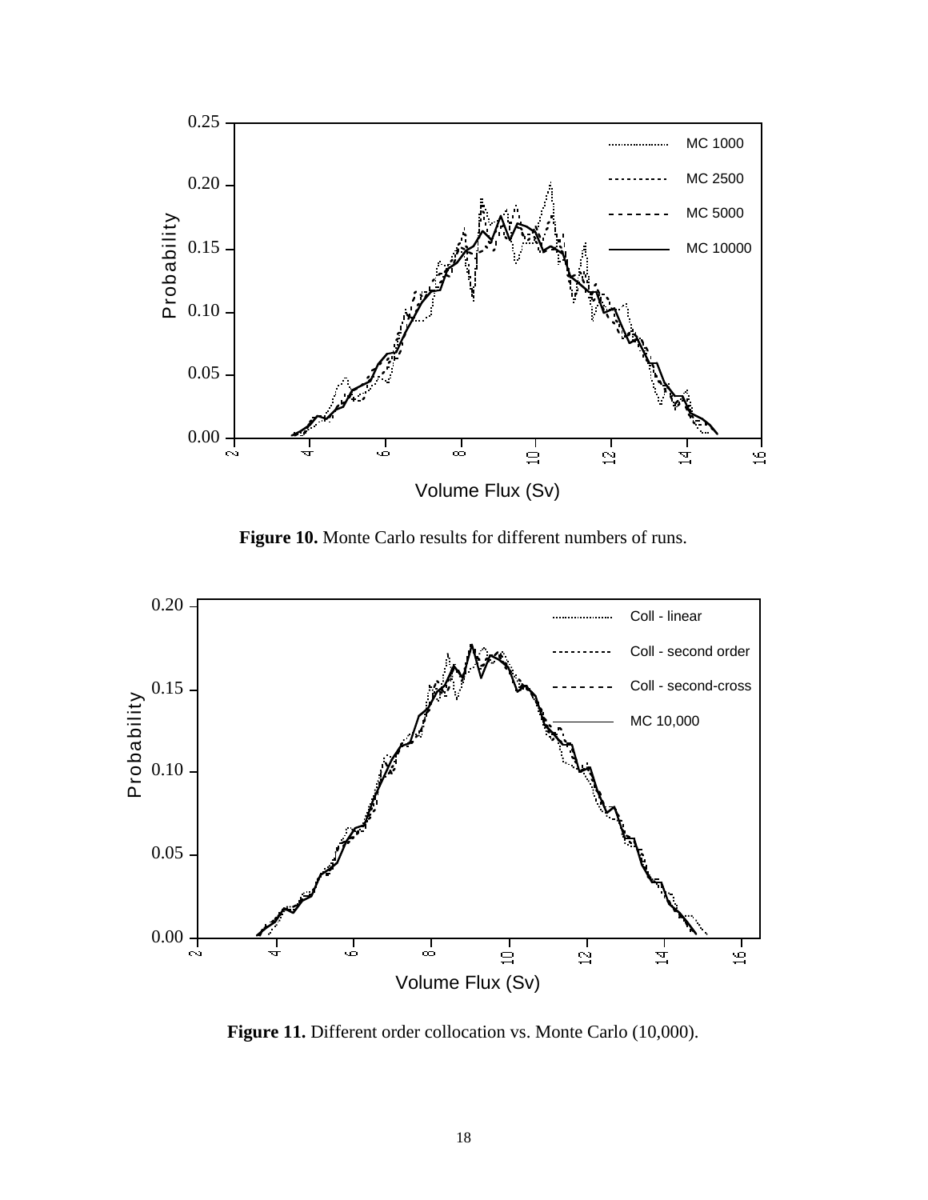**Figure 10.** Monte Carlo results for different numbers of runs.

**Figure 11.** Different order collocation vs. Monte Carlo (10,000).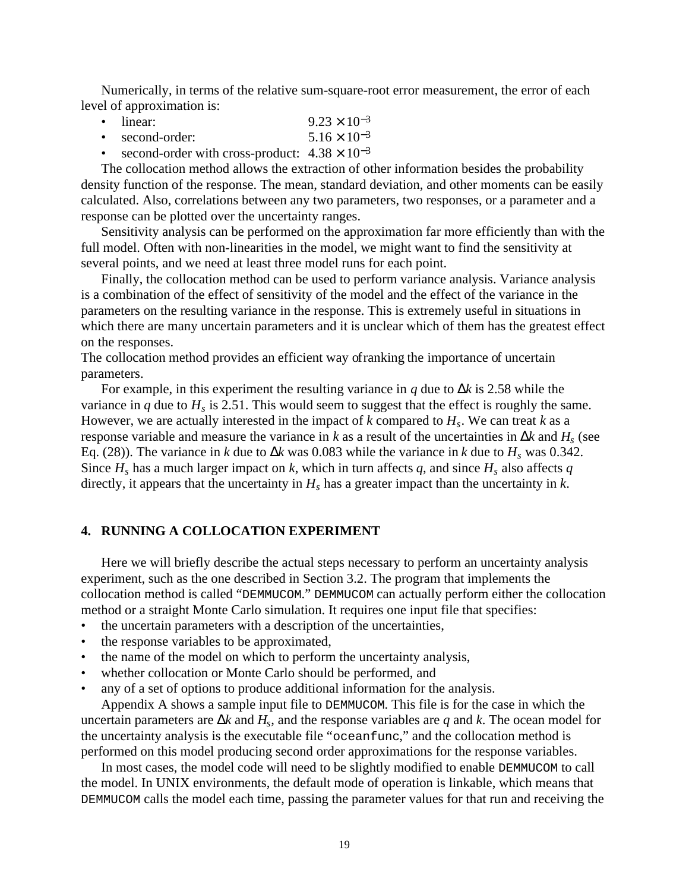Numerically, in terms of the relative sum-square-root error measurement, the error of each level of approximation is:

- linear: $9.23 \times 10^{-3}$
- second-order: $5.16 \times 10^{-3}$
- second-order with cross-product: $4.38 \times 10^{-3}$

The collocation method allows the extraction of other information besides the probability density function of the response. The mean, standard deviation, and other moments can be easily calculated. Also, correlations between any two parameters, two responses, or a parameter and a response can be plotted over the uncertainty ranges.

Sensitivity analysis can be performed on the approximation far more efficiently than with the full model. Often with non-linearities in the model, we might want to find the sensitivity at several points, and we need at least three model runs for each point.

Finally, the collocation method can be used to perform variance analysis. Variance analysis is a combination of the effect of sensitivity of the model and the effect of the variance in the parameters on the resulting variance in the response. This is extremely useful in situations in which there are many uncertain parameters and it is unclear which of them has the greatest effect on the responses.
The collocation method provides an efficient way of ranking the importance of uncertain parameters.

For example, in this experiment the resulting variance in $q$ due to $\Delta k$ is 2.58 while the variance in $q$ due to $H_s$ is 2.51. This would seem to suggest that the effect is roughly the same. However, we are actually interested in the impact of $k$ compared to $H_s$. We can treat $k$ as a response variable and measure the variance in $k$ as a result of the uncertainties in $\Delta k$ and $H_s$ (see Eq. (28)). The variance in $k$ due to $\Delta k$ was 0.083 while the variance in $k$ due to $H_s$ was 0.342. Since $H_s$ has a much larger impact on $k$, which in turn affects $q$, and since $H_s$ also affects $q$ directly, it appears that the uncertainty in $H_s$ has a greater impact than the uncertainty in $k$.

## 4. RUNNING A COLLOCATION EXPERIMENT

Here we will briefly describe the actual steps necessary to perform an uncertainty analysis experiment, such as the one described in Section 3.2. The program that implements the collocation method is called "`DEMMUCOM`." `DEMMUCOM` can actually perform either the collocation method or a straight Monte Carlo simulation. It requires one input file that specifies:

- the uncertain parameters with a description of the uncertainties,
- the response variables to be approximated,
- the name of the model on which to perform the uncertainty analysis,
- whether collocation or Monte Carlo should be performed, and
- any of a set of options to produce additional information for the analysis.

Appendix A shows a sample input file to `DEMMUCOM`. This file is for the case in which the uncertain parameters are $\Delta k$ and $H_s$, and the response variables are $q$ and $k$. The ocean model for the uncertainty analysis is the executable file "`oceanfunc`," and the collocation method is performed on this model producing second order approximations for the response variables.

In most cases, the model code will need to be slightly modified to enable `DEMMUCOM` to call the model. In UNIX environments, the default mode of operation is linkable, which means that `DEMMUCOM` calls the model each time, passing the parameter values for that run and receiving the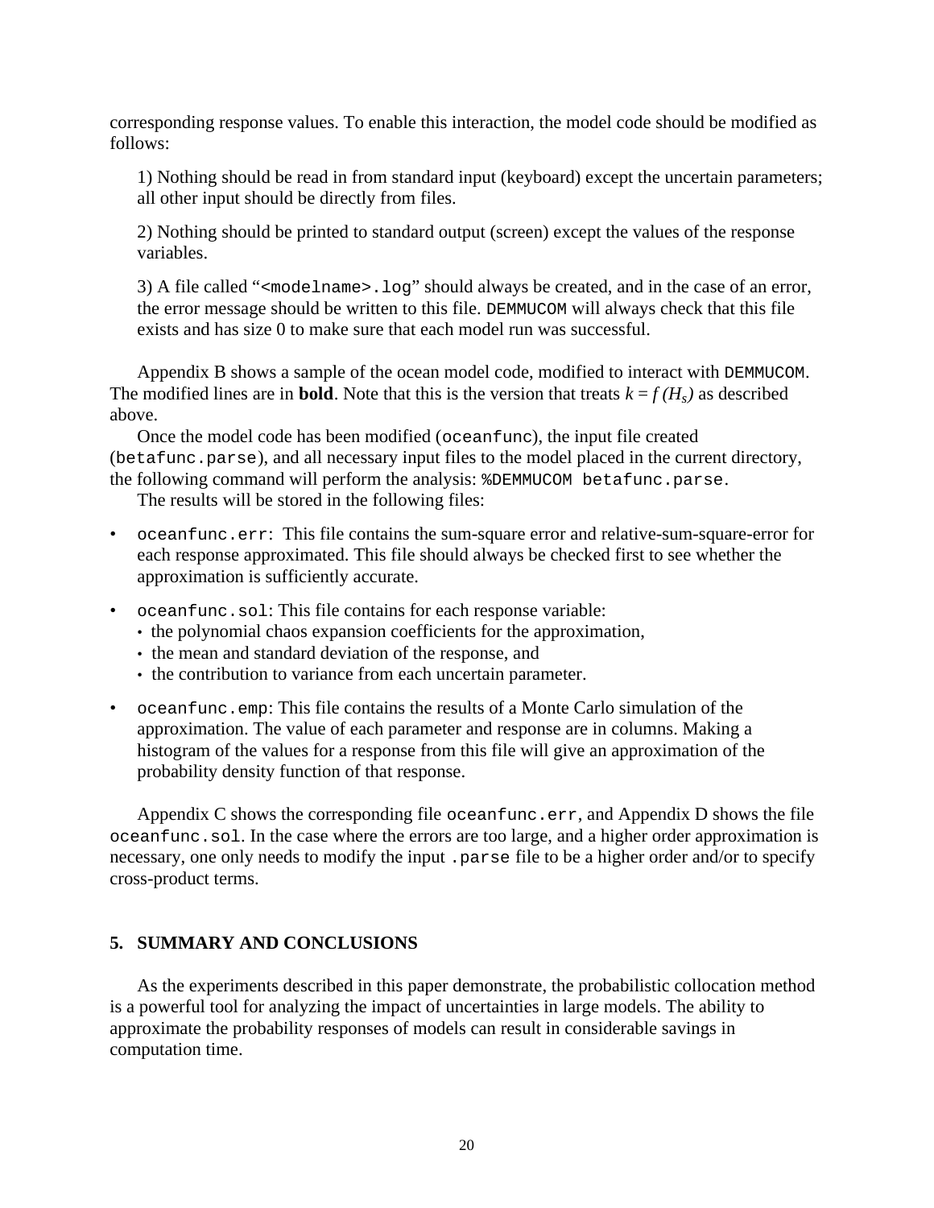corresponding response values. To enable this interaction, the model code should be modified as follows:

1) Nothing should be read in from standard input (keyboard) except the uncertain parameters; all other input should be directly from files.

2) Nothing should be printed to standard output (screen) except the values of the response variables.

3) A file called "`<modelname>.log`" should always be created, and in the case of an error, the error message should be written to this file. `DEMMUCOM` will always check that this file exists and has size 0 to make sure that each model run was successful.

Appendix B shows a sample of the ocean model code, modified to interact with `DEMMUCOM`. The modified lines are in **bold**. Note that this is the version that treats $k = f(H_s)$ as described above.

Once the model code has been modified (`oceanfunc`), the input file created (`betafunc.parse`), and all necessary input files to the model placed in the current directory, the following command will perform the analysis: `%DEMMUCOM betafunc.parse`.

The results will be stored in the following files:

- `oceanfunc.err`: This file contains the sum-square error and relative-sum-square-error for each response approximated. This file should always be checked first to see whether the approximation is sufficiently accurate.
- `oceanfunc.sol`: This file contains for each response variable:
  - the polynomial chaos expansion coefficients for the approximation,
  - the mean and standard deviation of the response, and
  - the contribution to variance from each uncertain parameter.
- `oceanfunc.emp`: This file contains the results of a Monte Carlo simulation of the approximation. The value of each parameter and response are in columns. Making a histogram of the values for a response from this file will give an approximation of the probability density function of that response.

Appendix C shows the corresponding file `oceanfunc.err`, and Appendix D shows the file `oceanfunc.sol`. In the case where the errors are too large, and a higher order approximation is necessary, one only needs to modify the input `.parse` file to be a higher order and/or to specify cross-product terms.

## 5. SUMMARY AND CONCLUSIONS

As the experiments described in this paper demonstrate, the probabilistic collocation method is a powerful tool for analyzing the impact of uncertainties in large models. The ability to approximate the probability responses of models can result in considerable savings in computation time.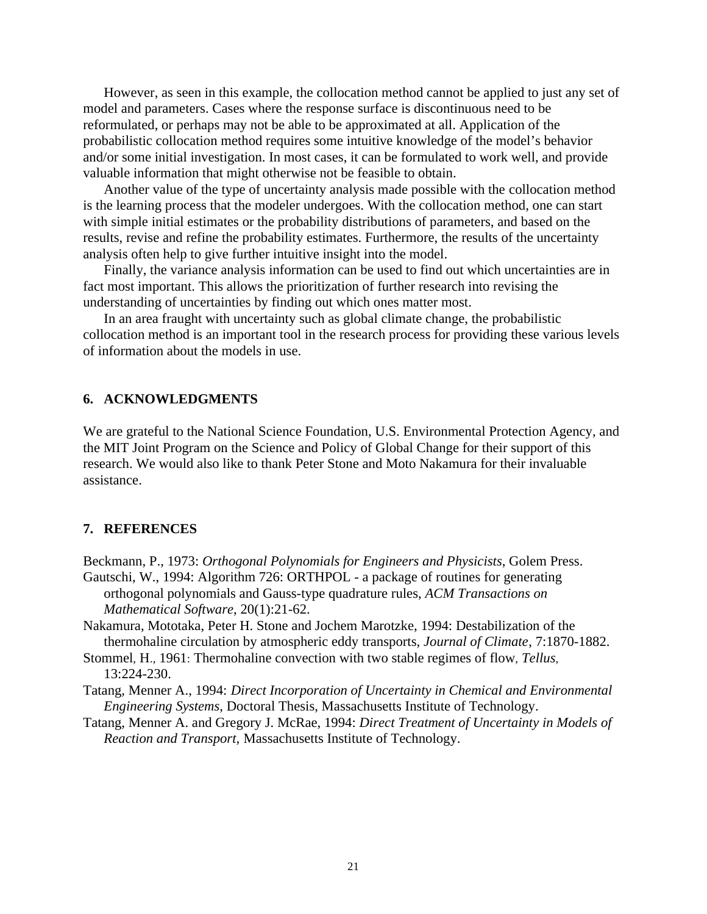However, as seen in this example, the collocation method cannot be applied to just any set of model and parameters. Cases where the response surface is discontinuous need to be reformulated, or perhaps may not be able to be approximated at all. Application of the probabilistic collocation method requires some intuitive knowledge of the model's behavior and/or some initial investigation. In most cases, it can be formulated to work well, and provide valuable information that might otherwise not be feasible to obtain.

Another value of the type of uncertainty analysis made possible with the collocation method is the learning process that the modeler undergoes. With the collocation method, one can start with simple initial estimates or the probability distributions of parameters, and based on the results, revise and refine the probability estimates. Furthermore, the results of the uncertainty analysis often help to give further intuitive insight into the model.

Finally, the variance analysis information can be used to find out which uncertainties are in fact most important. This allows the prioritization of further research into revising the understanding of uncertainties by finding out which ones matter most.

In an area fraught with uncertainty such as global climate change, the probabilistic collocation method is an important tool in the research process for providing these various levels of information about the models in use.

## 6. ACKNOWLEDGMENTS

We are grateful to the National Science Foundation, U.S. Environmental Protection Agency, and the MIT Joint Program on the Science and Policy of Global Change for their support of this research. We would also like to thank Peter Stone and Moto Nakamura for their invaluable assistance.

## 7. REFERENCES

Beckmann, P., 1973: *Orthogonal Polynomials for Engineers and Physicists*, Golem Press.

Gautschi, W., 1994: Algorithm 726: ORTHPOL - a package of routines for generating orthogonal polynomials and Gauss-type quadrature rules, *ACM Transactions on Mathematical Software*, 20(1):21-62.

Nakamura, Mototaka, Peter H. Stone and Jochem Marotzke, 1994: Destabilization of the thermohaline circulation by atmospheric eddy transports, *Journal of Climate*, 7:1870-1882.

Stommel, H., 1961: Thermohaline convection with two stable regimes of flow, *Tellus*, 13:224-230.

Tatang, Menner A., 1994: *Direct Incorporation of Uncertainty in Chemical and Environmental Engineering Systems*, Doctoral Thesis, Massachusetts Institute of Technology.

Tatang, Menner A. and Gregory J. McRae, 1994: *Direct Treatment of Uncertainty in Models of Reaction and Transport*, Massachusetts Institute of Technology.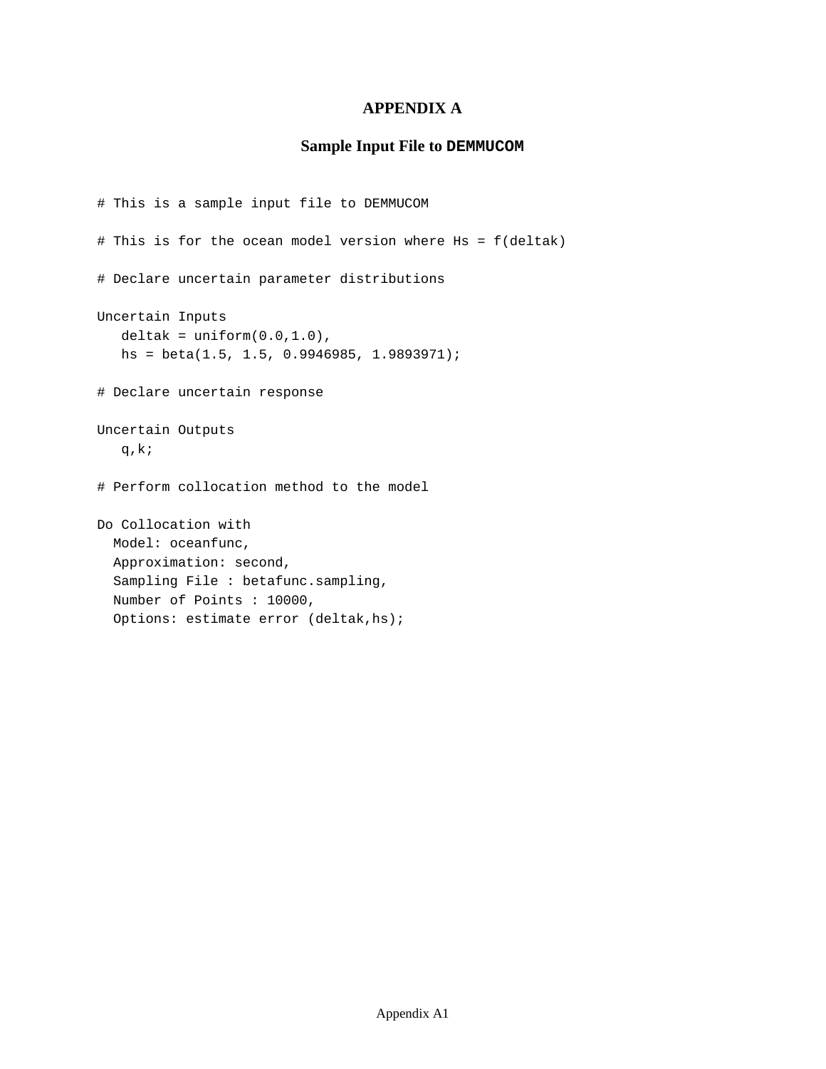# APPENDIX A

## Sample Input File to DEMMUCOM

```
# This is a sample input file to DEMMUCOM

# This is for the ocean model version where Hs = f(deltak)

# Declare uncertain parameter distributions

Uncertain Inputs
   deltak = uniform(0.0,1.0),
   hs = beta(1.5, 1.5, 0.9946985, 1.9893971);

# Declare uncertain response

Uncertain Outputs
   q,k;

# Perform collocation method to the model

Do Collocation with
  Model: oceanfunc,
  Approximation: second,
  Sampling File : betafunc.sampling,
  Number of Points : 10000,
  Options: estimate error (deltak,hs);
```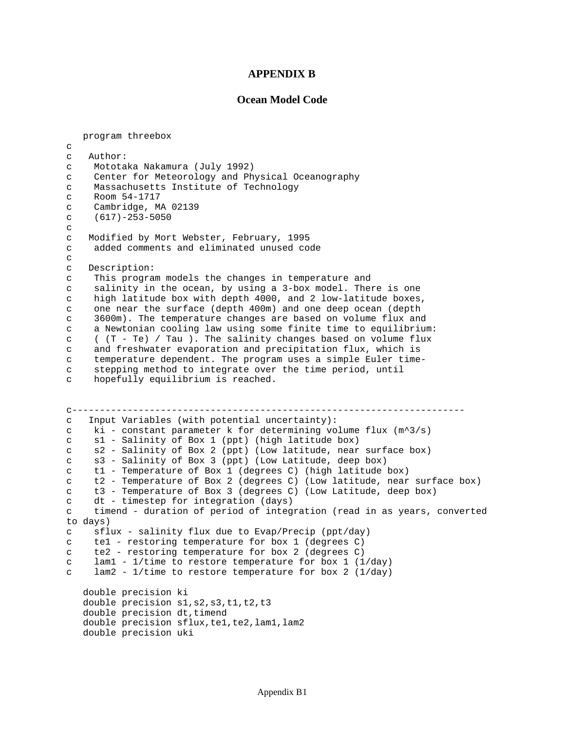# APPENDIX B

## Ocean Model Code

```
   program threebox
c
c   Author:
c    Mototaka Nakamura (July 1992)
c    Center for Meteorology and Physical Oceanography
c    Massachusetts Institute of Technology
c    Room 54-1717
c    Cambridge, MA 02139
c    (617)-253-5050
c
c   Modified by Mort Webster, February, 1995
c    added comments and eliminated unused code
c
c   Description:
c    This program models the changes in temperature and
c    salinity in the ocean, by using a 3-box model. There is one
c    high latitude box with depth 4000, and 2 low-latitude boxes,
c    one near the surface (depth 400m) and one deep ocean (depth
c    3600m). The temperature changes are based on volume flux and
c    a Newtonian cooling law using some finite time to equilibrium:
c    ( (T - Te) / Tau ). The salinity changes based on volume flux
c    and freshwater evaporation and precipitation flux, which is
c    temperature dependent. The program uses a simple Euler time-
c    stepping method to integrate over the time period, until
c    hopefully equilibrium is reached.


c-------------------------------------------------------------------
c   Input Variables (with potential uncertainty):
c    ki - constant parameter k for determining volume flux (m^3/s)
c    s1 - Salinity of Box 1 (ppt) (high latitude box)
c    s2 - Salinity of Box 2 (ppt) (Low latitude, near surface box)
c    s3 - Salinity of Box 3 (ppt) (Low Latitude, deep box)
c    t1 - Temperature of Box 1 (degrees C) (high latitude box)
c    t2 - Temperature of Box 2 (degrees C) (Low latitude, near surface box)
c    t3 - Temperature of Box 3 (degrees C) (Low Latitude, deep box)
c    dt - timestep for integration (days)
c    timend - duration of period of integration (read in as years, converted
to days)
c    sflux - salinity flux due to Evap/Precip (ppt/day)
c    te1 - restoring temperature for box 1 (degrees C)
c    te2 - restoring temperature for box 2 (degrees C)
c    lam1 - 1/time to restore temperature for box 1 (1/day)
c    lam2 - 1/time to restore temperature for box 2 (1/day)

   double precision ki
   double precision s1,s2,s3,t1,t2,t3
   double precision dt,timend
   double precision sflux,te1,te2,lam1,lam2
   double precision uki
```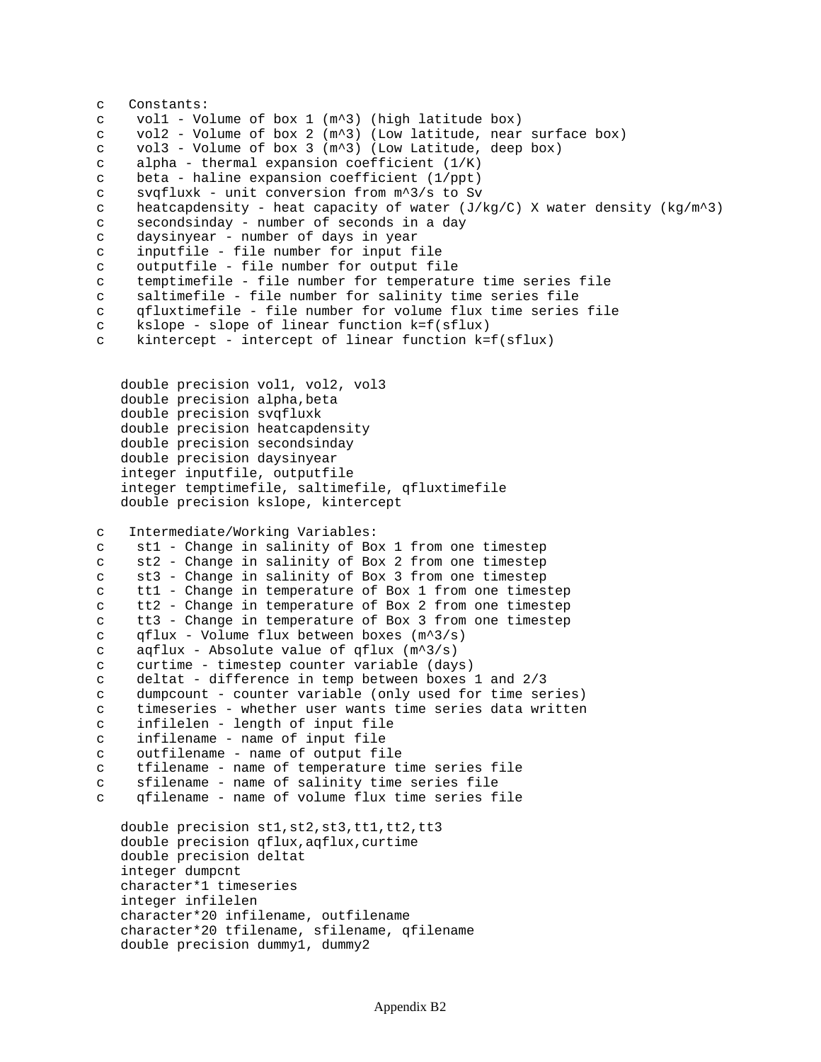```
c   Constants:
c     vol1 - Volume of box 1 (m^3) (high latitude box)
c     vol2 - Volume of box 2 (m^3) (Low latitude, near surface box)
c     vol3 - Volume of box 3 (m^3) (Low Latitude, deep box)
c     alpha - thermal expansion coefficient (1/K)
c     beta - haline expansion coefficient (1/ppt)
c     svqfluxk - unit conversion from m^3/s to Sv
c     heatcapdensity - heat capacity of water (J/kg/C) X water density (kg/m^3)
c     secondsinday - number of seconds in a day
c     daysinyear - number of days in year
c     inputfile - file number for input file
c     outputfile - file number for output file
c     temptimefile - file number for temperature time series file
c     saltimefile - file number for salinity time series file
c     qfluxtimefile - file number for volume flux time series file
c     kslope - slope of linear function k=f(sflux)
c     kintercept - intercept of linear function k=f(sflux)


      double precision vol1, vol2, vol3
      double precision alpha,beta
      double precision svqfluxk
      double precision heatcapdensity
      double precision secondsinday
      double precision daysinyear
      integer inputfile, outputfile
      integer temptimefile, saltimefile, qfluxtimefile
      double precision kslope, kintercept

c   Intermediate/Working Variables:
c     st1 - Change in salinity of Box 1 from one timestep
c     st2 - Change in salinity of Box 2 from one timestep
c     st3 - Change in salinity of Box 3 from one timestep
c     tt1 - Change in temperature of Box 1 from one timestep
c     tt2 - Change in temperature of Box 2 from one timestep
c     tt3 - Change in temperature of Box 3 from one timestep
c     qflux - Volume flux between boxes (m^3/s)
c     aqflux - Absolute value of qflux (m^3/s)
c     curtime - timestep counter variable (days)
c     deltat - difference in temp between boxes 1 and 2/3
c     dumpcount - counter variable (only used for time series)
c     timeseries - whether user wants time series data written
c     infilelen - length of input file
c     infilename - name of input file
c     outfilename - name of output file
c     tfilename - name of temperature time series file
c     sfilename - name of salinity time series file
c     qfilename - name of volume flux time series file

      double precision st1,st2,st3,tt1,tt2,tt3
      double precision qflux,aqflux,curtime
      double precision deltat
      integer dumpcnt
      character*1 timeseries
      integer infilelen
      character*20 infilename, outfilename
      character*20 tfilename, sfilename, qfilename
      double precision dummy1, dummy2
```

Appendix B2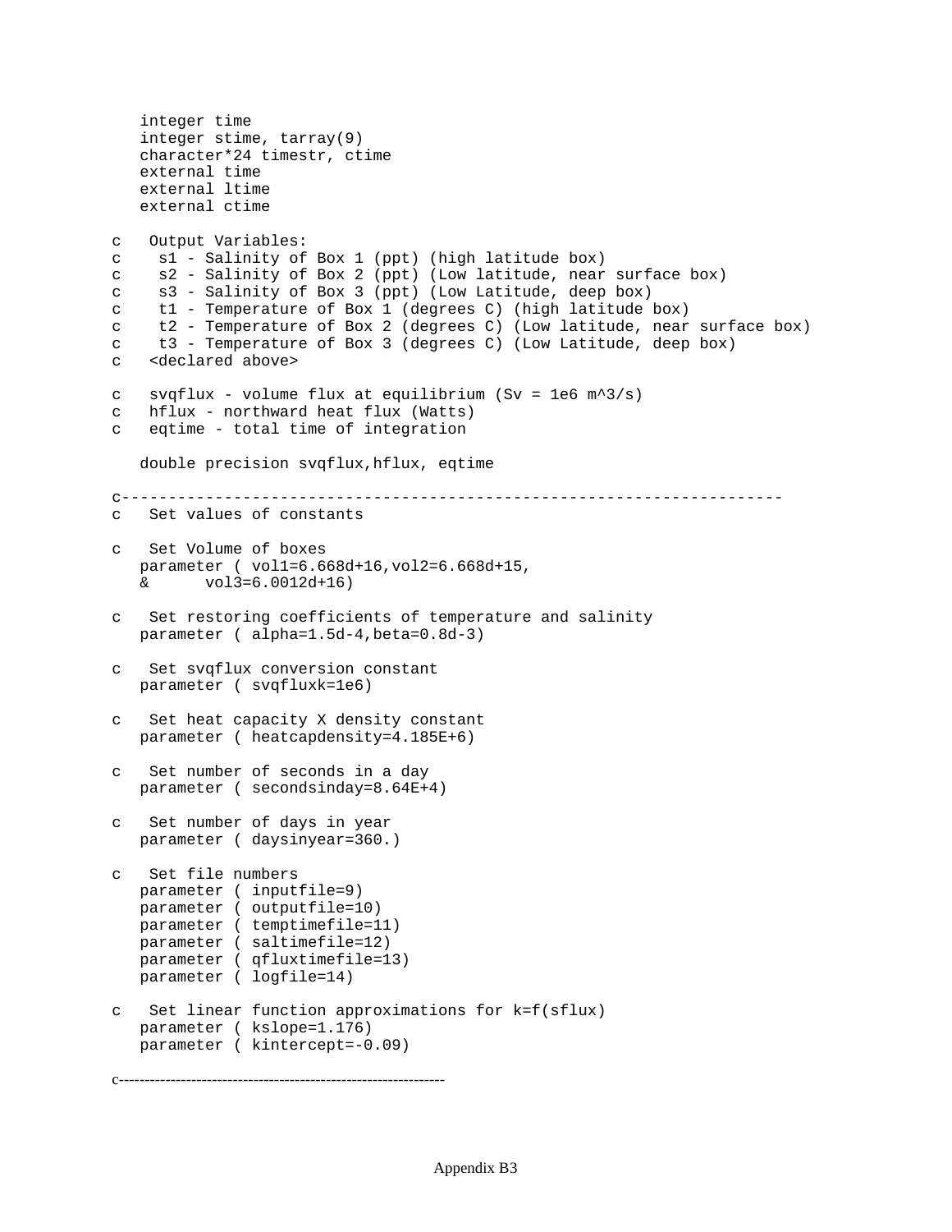```
      integer time
      integer stime, tarray(9)
      character*24 timestr, ctime
      external time
      external ltime
      external ctime

c     Output Variables:
c      s1 - Salinity of Box 1 (ppt) (high latitude box)
c      s2 - Salinity of Box 2 (ppt) (Low latitude, near surface box)
c      s3 - Salinity of Box 3 (ppt) (Low Latitude, deep box)
c      t1 - Temperature of Box 1 (degrees C) (high latitude box)
c      t2 - Temperature of Box 2 (degrees C) (Low latitude, near surface box)
c      t3 - Temperature of Box 3 (degrees C) (Low Latitude, deep box)
c     <declared above>

c     svqflux - volume flux at equilibrium (Sv = 1e6 m^3/s)
c     hflux - northward heat flux (Watts)
c     eqtime - total time of integration

      double precision svqflux,hflux, eqtime

c----------------------------------------------------------------------
c     Set values of constants

c     Set Volume of boxes
      parameter ( vol1=6.668d+16,vol2=6.668d+15,
      &      vol3=6.0012d+16)

c     Set restoring coefficients of temperature and salinity
      parameter ( alpha=1.5d-4,beta=0.8d-3)

c     Set svqflux conversion constant
      parameter ( svqfluxk=1e6)

c     Set heat capacity X density constant
      parameter ( heatcapdensity=4.185E+6)

c     Set number of seconds in a day
      parameter ( secondsinday=8.64E+4)

c     Set number of days in year
      parameter ( daysinyear=360.)

c     Set file numbers
      parameter ( inputfile=9)
      parameter ( outputfile=10)
      parameter ( temptimefile=11)
      parameter ( saltimefile=12)
      parameter ( qfluxtimefile=13)
      parameter ( logfile=14)

c     Set linear function approximations for k=f(sflux)
      parameter ( kslope=1.176)
      parameter ( kintercept=-0.09)

c----------------------------------------------------------------
```

Appendix B3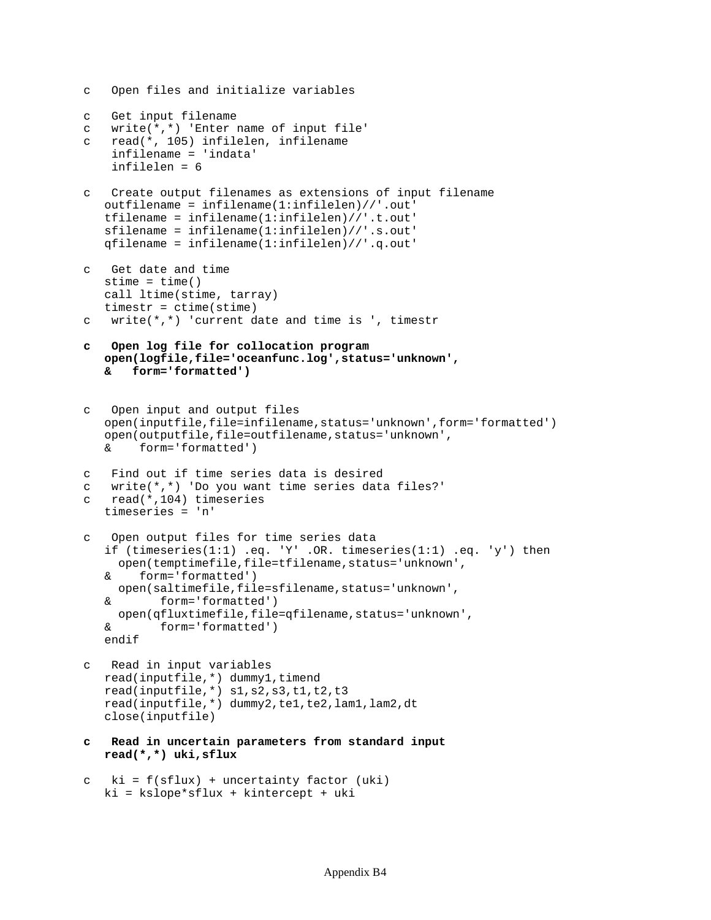```
c   Open files and initialize variables

c   Get input filename
c   write(*,*) 'Enter name of input file'
c   read(*, 105) infilelen, infilename
    infilename = 'indata'
    infilelen = 6

c   Create output filenames as extensions of input filename
    outfilename = infilename(1:infilelen)//'.out'
    tfilename = infilename(1:infilelen)//'.t.out'
    sfilename = infilename(1:infilelen)//'.s.out'
    qfilename = infilename(1:infilelen)//'.q.out'

c   Get date and time
    stime = time()
    call ltime(stime, tarray)
    timestr = ctime(stime)
c   write(*,*) 'current date and time is ', timestr

c   Open log file for collocation program
    open(logfile,file='oceanfunc.log',status='unknown',
    &   form='formatted')


c   Open input and output files
    open(inputfile,file=infilename,status='unknown',form='formatted')
    open(outputfile,file=outfilename,status='unknown',
    &    form='formatted')

c   Find out if time series data is desired
c   write(*,*) 'Do you want time series data files?'
c   read(*,104) timeseries
    timeseries = 'n'

c   Open output files for time series data
    if (timeseries(1:1) .eq. 'Y' .OR. timeseries(1:1) .eq. 'y') then
      open(temptimefile,file=tfilename,status='unknown',
    &    form='formatted')
      open(saltimefile,file=sfilename,status='unknown',
    &       form='formatted')
      open(qfluxtimefile,file=qfilename,status='unknown',
    &       form='formatted')
    endif

c   Read in input variables
    read(inputfile,*) dummy1,timend
    read(inputfile,*) s1,s2,s3,t1,t2,t3
    read(inputfile,*) dummy2,te1,te2,lam1,lam2,dt
    close(inputfile)

c   Read in uncertain parameters from standard input
    read(*,*) uki,sflux

c   ki = f(sflux) + uncertainty factor (uki)
    ki = kslope*sflux + kintercept + uki
```

Appendix B4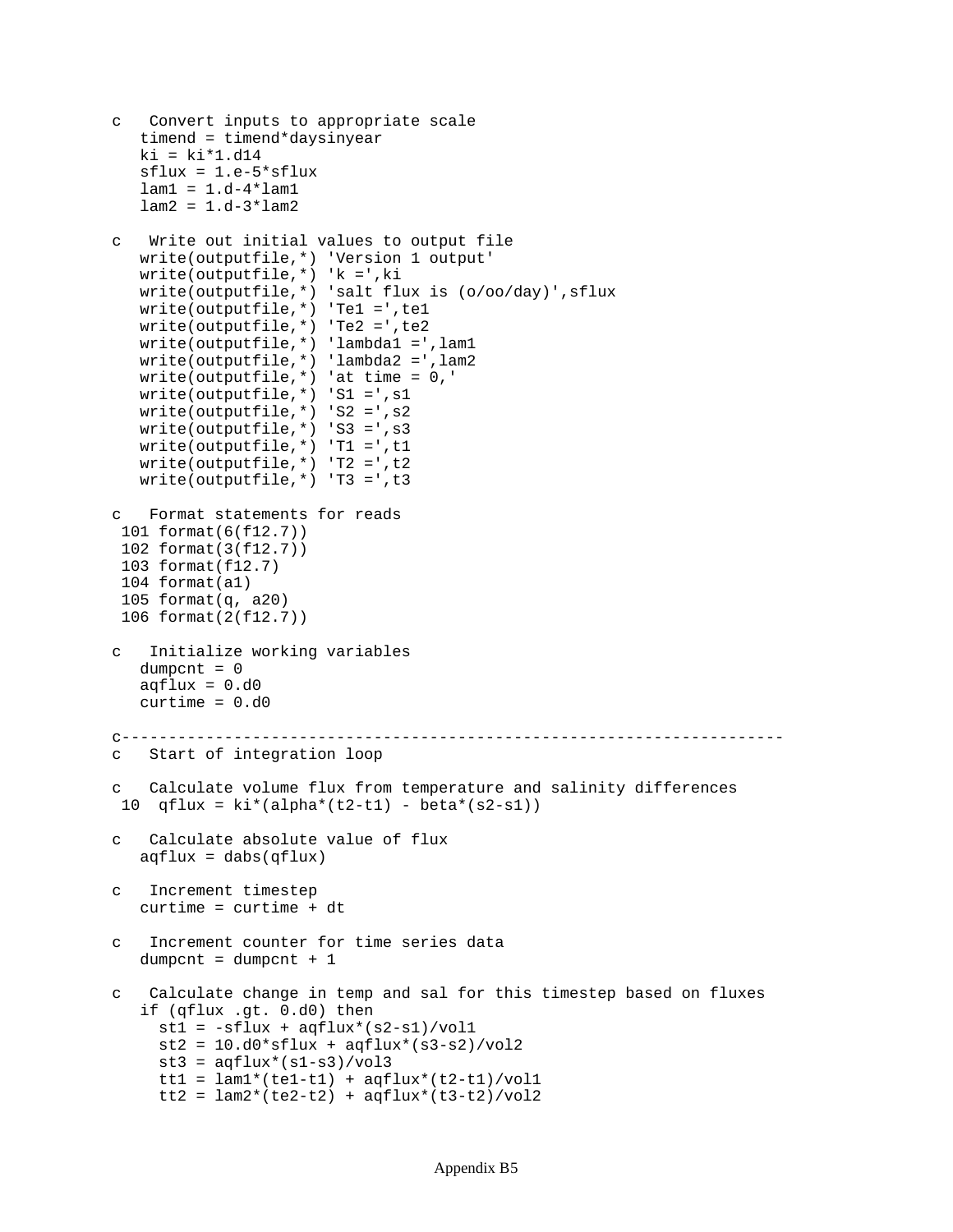```
c   Convert inputs to appropriate scale
    timend = timend*daysinyear
    ki = ki*1.d14
    sflux = 1.e-5*sflux
    lam1 = 1.d-4*lam1
    lam2 = 1.d-3*lam2

c   Write out initial values to output file
    write(outputfile,*) 'Version 1 output'
    write(outputfile,*) 'k =',ki
    write(outputfile,*) 'salt flux is (o/oo/day)',sflux
    write(outputfile,*) 'Te1 =',te1
    write(outputfile,*) 'Te2 =',te2
    write(outputfile,*) 'lambda1 =',lam1
    write(outputfile,*) 'lambda2 =',lam2
    write(outputfile,*) 'at time = 0,'
    write(outputfile,*) 'S1 =',s1
    write(outputfile,*) 'S2 =',s2
    write(outputfile,*) 'S3 =',s3
    write(outputfile,*) 'T1 =',t1
    write(outputfile,*) 'T2 =',t2
    write(outputfile,*) 'T3 =',t3

c   Format statements for reads
 101 format(6(f12.7))
 102 format(3(f12.7))
 103 format(f12.7)
 104 format(a1)
 105 format(q, a20)
 106 format(2(f12.7))

c   Initialize working variables
    dumpcnt = 0
    aqflux = 0.d0
    curtime = 0.d0

c-----------------------------------------------------------------------
c   Start of integration loop

c   Calculate volume flux from temperature and salinity differences
 10  qflux = ki*(alpha*(t2-t1) - beta*(s2-s1))

c   Calculate absolute value of flux
    aqflux = dabs(qflux)

c   Increment timestep
    curtime = curtime + dt

c   Increment counter for time series data
    dumpcnt = dumpcnt + 1

c   Calculate change in temp and sal for this timestep based on fluxes
    if (qflux .gt. 0.d0) then
      st1 = -sflux + aqflux*(s2-s1)/vol1
      st2 = 10.d0*sflux + aqflux*(s3-s2)/vol2
      st3 = aqflux*(s1-s3)/vol3
      tt1 = lam1*(te1-t1) + aqflux*(t2-t1)/vol1
      tt2 = lam2*(te2-t2) + aqflux*(t3-t2)/vol2
```

Appendix B5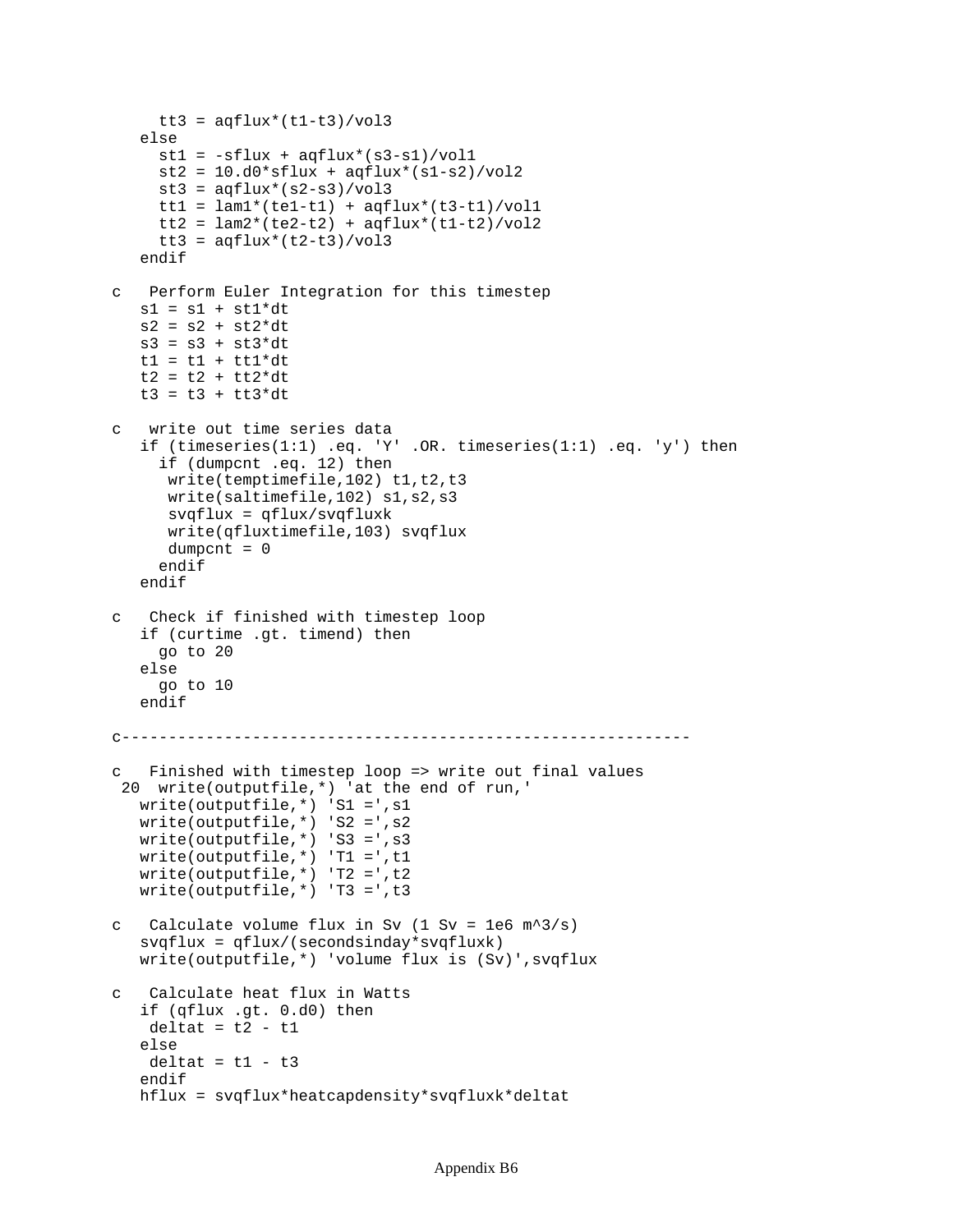```
        tt3 = aqflux*(t1-t3)/vol3
      else
        st1 = -sflux + aqflux*(s3-s1)/vol1
        st2 = 10.d0*sflux + aqflux*(s1-s2)/vol2
        st3 = aqflux*(s2-s3)/vol3
        tt1 = lam1*(te1-t1) + aqflux*(t3-t1)/vol1
        tt2 = lam2*(te2-t2) + aqflux*(t1-t2)/vol2
        tt3 = aqflux*(t2-t3)/vol3
      endif

c   Perform Euler Integration for this timestep
      s1 = s1 + st1*dt
      s2 = s2 + st2*dt
      s3 = s3 + st3*dt
      t1 = t1 + tt1*dt
      t2 = t2 + tt2*dt
      t3 = t3 + tt3*dt

c   write out time series data
      if (timeseries(1:1) .eq. 'Y' .OR. timeseries(1:1) .eq. 'y') then
        if (dumpcnt .eq. 12) then
         write(temptimefile,102) t1,t2,t3
         write(saltimefile,102) s1,s2,s3
         svqflux = qflux/svqfluxk
         write(qfluxtimefile,103) svqflux
         dumpcnt = 0
        endif
      endif

c   Check if finished with timestep loop
      if (curtime .gt. timend) then
        go to 20
      else
        go to 10
      endif

c------------------------------------------------------------

c   Finished with timestep loop => write out final values
 20  write(outputfile,*) 'at the end of run,'
      write(outputfile,*) 'S1 =',s1
      write(outputfile,*) 'S2 =',s2
      write(outputfile,*) 'S3 =',s3
      write(outputfile,*) 'T1 =',t1
      write(outputfile,*) 'T2 =',t2
      write(outputfile,*) 'T3 =',t3

c   Calculate volume flux in Sv (1 Sv = 1e6 m^3/s)
      svqflux = qflux/(secondsinday*svqfluxk)
      write(outputfile,*) 'volume flux is (Sv)',svqflux

c   Calculate heat flux in Watts
      if (qflux .gt. 0.d0) then
       deltat = t2 - t1
      else
       deltat = t1 - t3
      endif
      hflux = svqflux*heatcapdensity*svqfluxk*deltat
```

Appendix B6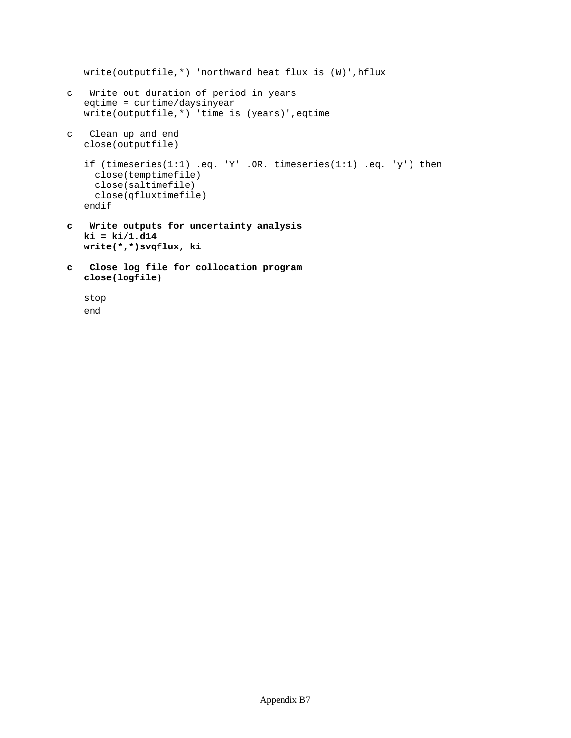```
      write(outputfile,*) 'northward heat flux is (W)',hflux

c     Write out duration of period in years
      eqtime = curtime/daysinyear
      write(outputfile,*) 'time is (years)',eqtime

c     Clean up and end
      close(outputfile)

      if (timeseries(1:1) .eq. 'Y' .OR. timeseries(1:1) .eq. 'y') then
        close(temptimefile)
        close(saltimefile)
        close(qfluxtimefile)
      endif

c     Write outputs for uncertainty analysis
      ki = ki/1.d14
      write(*,*)svqflux, ki

c     Close log file for collocation program
      close(logfile)

      stop
      end
```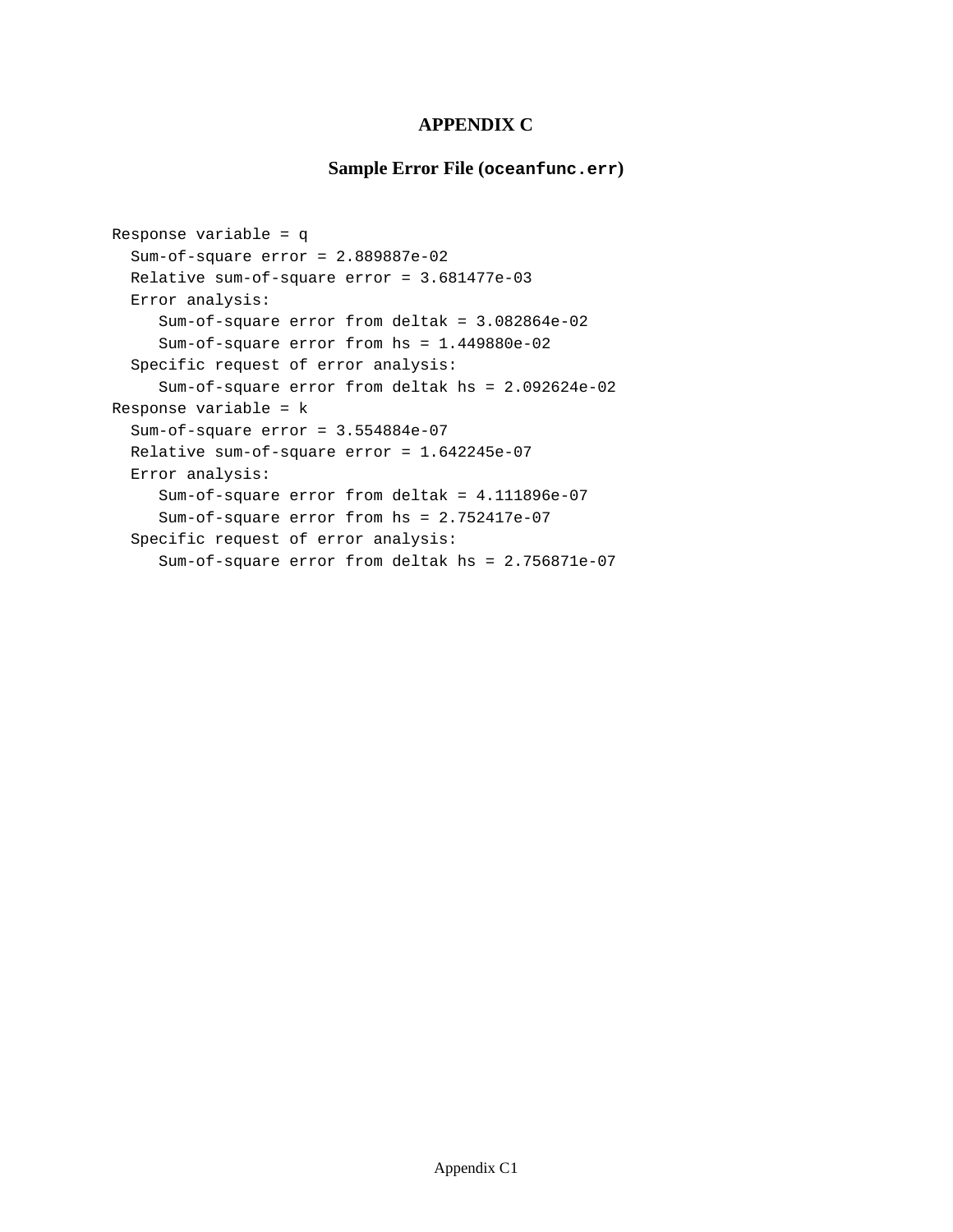# APPENDIX C

## Sample Error File (`oceanfunc.err`)

```
Response variable = q
  Sum-of-square error = 2.889887e-02
  Relative sum-of-square error = 3.681477e-03
  Error analysis:
     Sum-of-square error from deltak = 3.082864e-02
     Sum-of-square error from hs = 1.449880e-02
  Specific request of error analysis:
     Sum-of-square error from deltak hs = 2.092624e-02
Response variable = k
  Sum-of-square error = 3.554884e-07
  Relative sum-of-square error = 1.642245e-07
  Error analysis:
     Sum-of-square error from deltak = 4.111896e-07
     Sum-of-square error from hs = 2.752417e-07
  Specific request of error analysis:
     Sum-of-square error from deltak hs = 2.756871e-07
```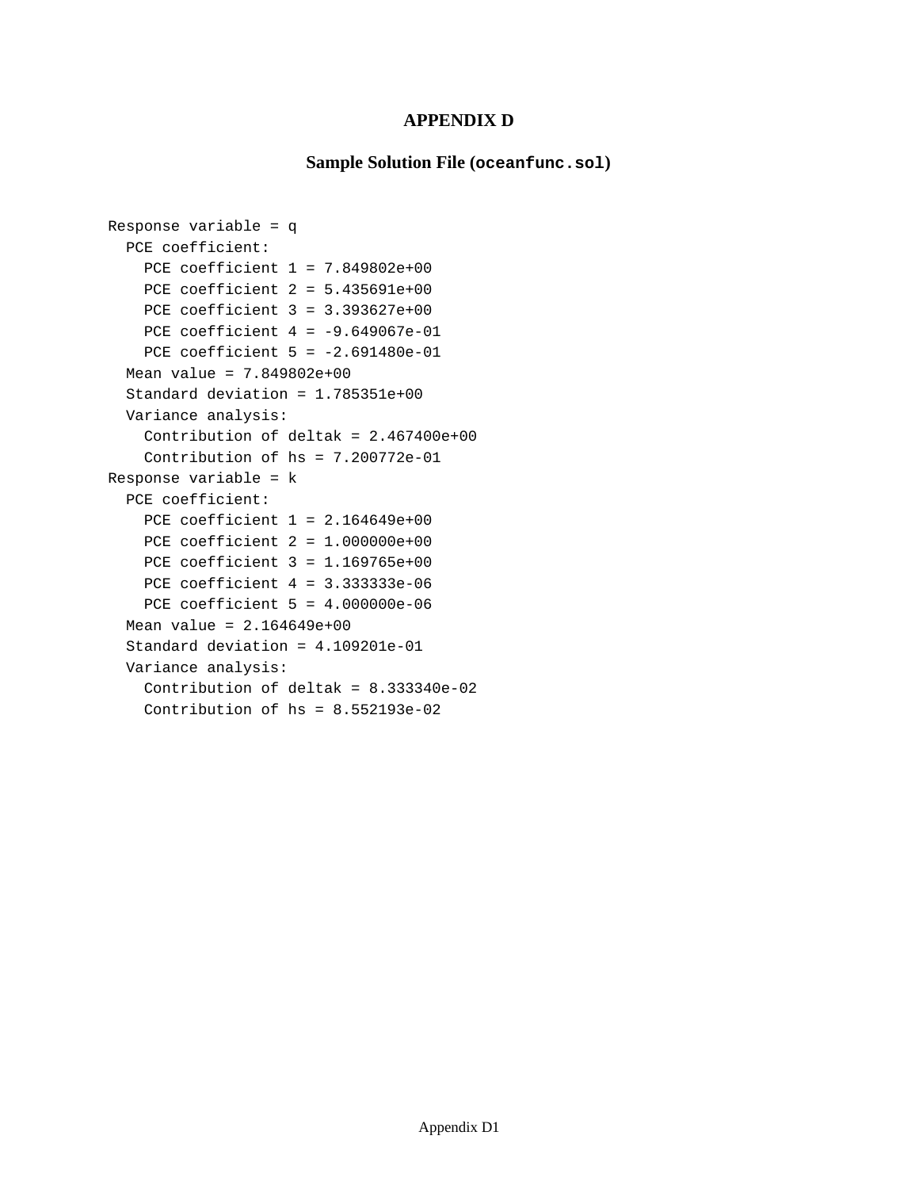# APPENDIX D

## Sample Solution File (`oceanfunc.sol`)

```
Response variable = q
  PCE coefficient:
    PCE coefficient 1 = 7.849802e+00
    PCE coefficient 2 = 5.435691e+00
    PCE coefficient 3 = 3.393627e+00
    PCE coefficient 4 = -9.649067e-01
    PCE coefficient 5 = -2.691480e-01
  Mean value = 7.849802e+00
  Standard deviation = 1.785351e+00
  Variance analysis:
    Contribution of deltak = 2.467400e+00
    Contribution of hs = 7.200772e-01
Response variable = k
  PCE coefficient:
    PCE coefficient 1 = 2.164649e+00
    PCE coefficient 2 = 1.000000e+00
    PCE coefficient 3 = 1.169765e+00
    PCE coefficient 4 = 3.333333e-06
    PCE coefficient 5 = 4.000000e-06
  Mean value = 2.164649e+00
  Standard deviation = 4.109201e-01
  Variance analysis:
    Contribution of deltak = 8.333340e-02
    Contribution of hs = 8.552193e-02
```